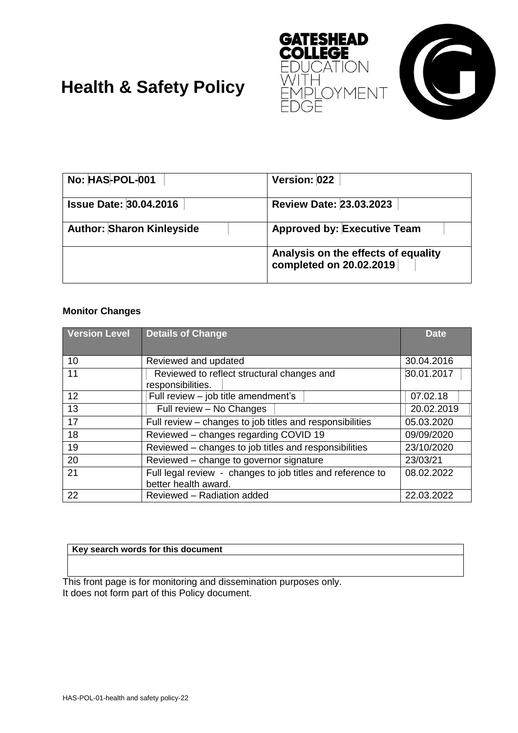# Health & Safety Policy

GATESHEAD COLLEGE
EDUCATION WITH EMPLOYMENT EDGE

| No: HAS-POL-001 | Version: 022 |
|---|---|
| Issue Date: 30.04.2016 | Review Date: 23.03.2023 |
| Author: Sharon Kinleyside | Approved by: Executive Team |
| | Analysis on the effects of equality completed on 20.02.2019 |

**Monitor Changes**

| Version Level | Details of Change | Date |
|---|---|---|
| 10 | Reviewed and updated | 30.04.2016 |
| 11 | Reviewed to reflect structural changes and responsibilities. | 30.01.2017 |
| 12 | Full review – job title amendment's | 07.02.18 |
| 13 | Full review – No Changes | 20.02.2019 |
| 17 | Full review – changes to job titles and responsibilities | 05.03.2020 |
| 18 | Reviewed – changes regarding COVID 19 | 09/09/2020 |
| 19 | Reviewed – changes to job titles and responsibilities | 23/10/2020 |
| 20 | Reviewed – change to governor signature | 23/03/21 |
| 21 | Full legal review - changes to job titles and reference to better health award. | 08.02.2022 |
| 22 | Reviewed – Radiation added | 22.03.2022 |

| Key search words for this document |
|---|
| |

This front page is for monitoring and dissemination purposes only.
It does not form part of this Policy document.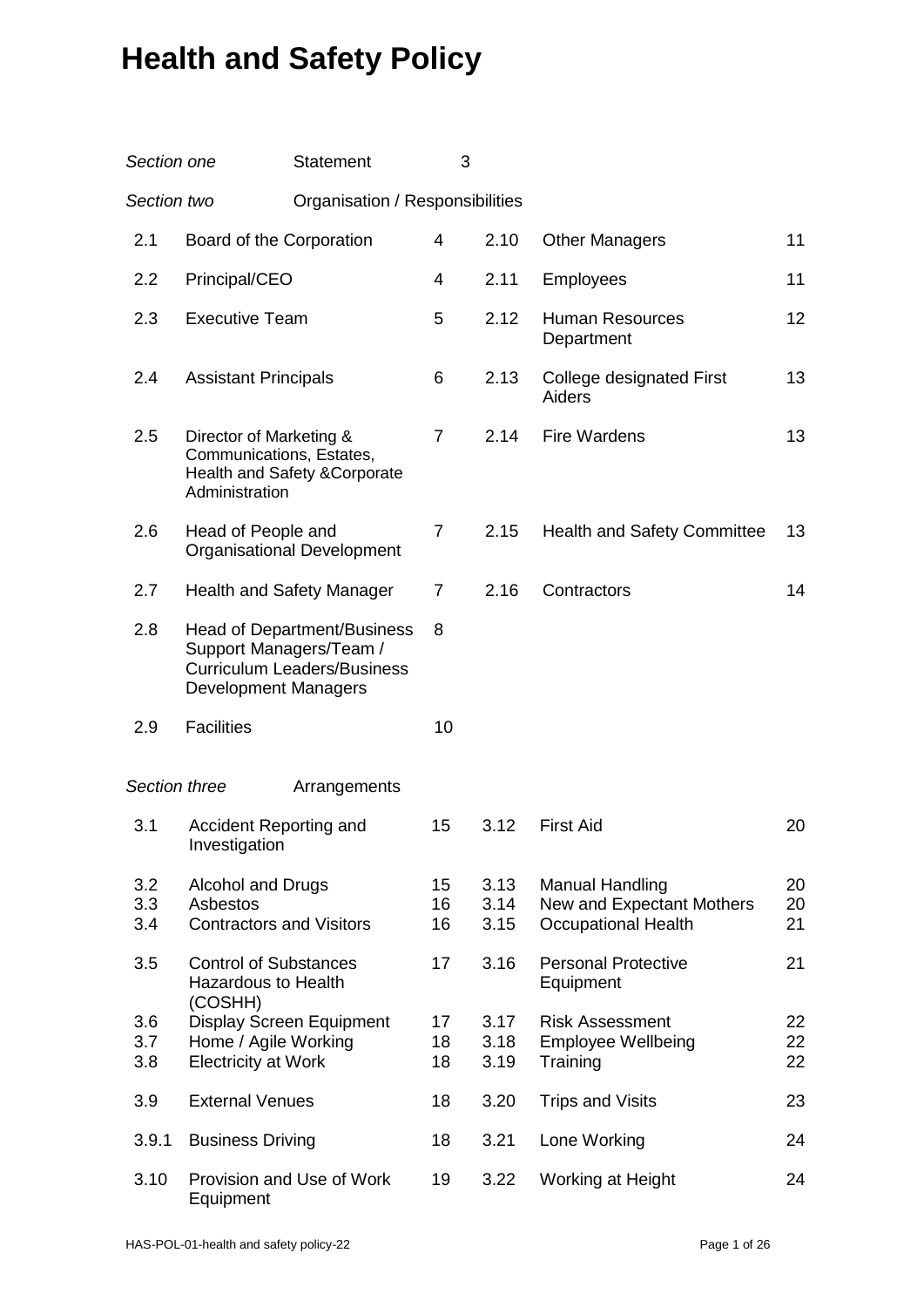# Health and Safety Policy

*Section one* Statement 3

*Section two* Organisation / Responsibilities

| | | | | | |
|---|---|---|---|---|---|
| 2.1 | Board of the Corporation | 4 | 2.10 | Other Managers | 11 |
| 2.2 | Principal/CEO | 4 | 2.11 | Employees | 11 |
| 2.3 | Executive Team | 5 | 2.12 | Human Resources Department | 12 |
| 2.4 | Assistant Principals | 6 | 2.13 | College designated First Aiders | 13 |
| 2.5 | Director of Marketing & Communications, Estates, Health and Safety &Corporate Administration | 7 | 2.14 | Fire Wardens | 13 |
| 2.6 | Head of People and Organisational Development | 7 | 2.15 | Health and Safety Committee | 13 |
| 2.7 | Health and Safety Manager | 7 | 2.16 | Contractors | 14 |
| 2.8 | Head of Department/Business Support Managers/Team / Curriculum Leaders/Business Development Managers | 8 | | | |
| 2.9 | Facilities | 10 | | | |

*Section three* Arrangements

| | | | | | |
|---|---|---|---|---|---|
| 3.1 | Accident Reporting and Investigation | 15 | 3.12 | First Aid | 20 |
| 3.2 | Alcohol and Drugs | 15 | 3.13 | Manual Handling | 20 |
| 3.3 | Asbestos | 16 | 3.14 | New and Expectant Mothers | 20 |
| 3.4 | Contractors and Visitors | 16 | 3.15 | Occupational Health | 21 |
| 3.5 | Control of Substances Hazardous to Health (COSHH) | 17 | 3.16 | Personal Protective Equipment | 21 |
| 3.6 | Display Screen Equipment | 17 | 3.17 | Risk Assessment | 22 |
| 3.7 | Home / Agile Working | 18 | 3.18 | Employee Wellbeing | 22 |
| 3.8 | Electricity at Work | 18 | 3.19 | Training | 22 |
| 3.9 | External Venues | 18 | 3.20 | Trips and Visits | 23 |
| 3.9.1 | Business Driving | 18 | 3.21 | Lone Working | 24 |
| 3.10 | Provision and Use of Work Equipment | 19 | 3.22 | Working at Height | 24 |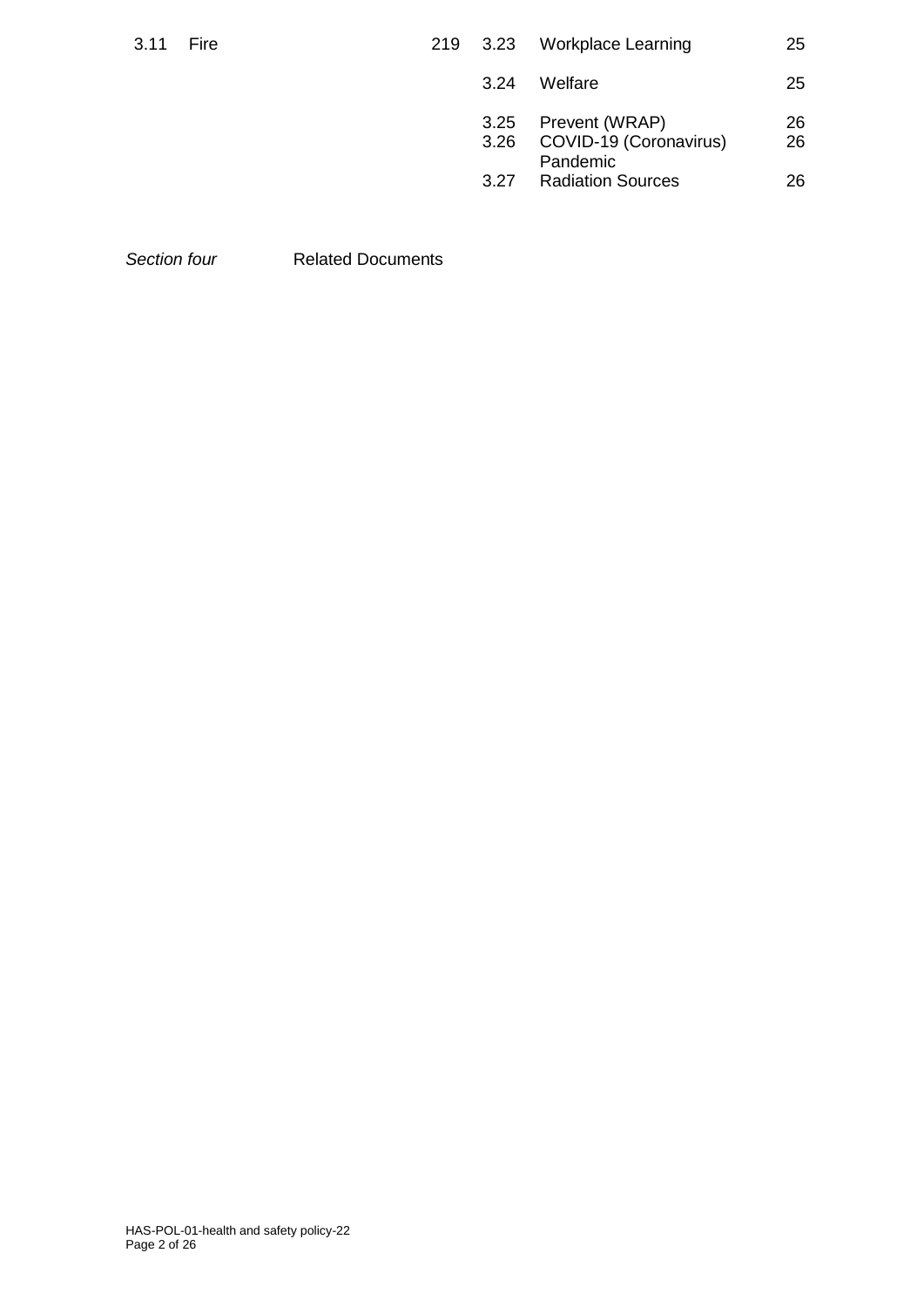| | | | | | |
|---|---|---|---|---|---|
| 3.11 | Fire | 219 | 3.23 | Workplace Learning | 25 |
| | | | 3.24 | Welfare | 25 |
| | | | 3.25 | Prevent (WRAP) | 26 |
| | | | 3.26 | COVID-19 (Coronavirus) Pandemic | 26 |
| | | | 3.27 | Radiation Sources | 26 |

*Section four* Related Documents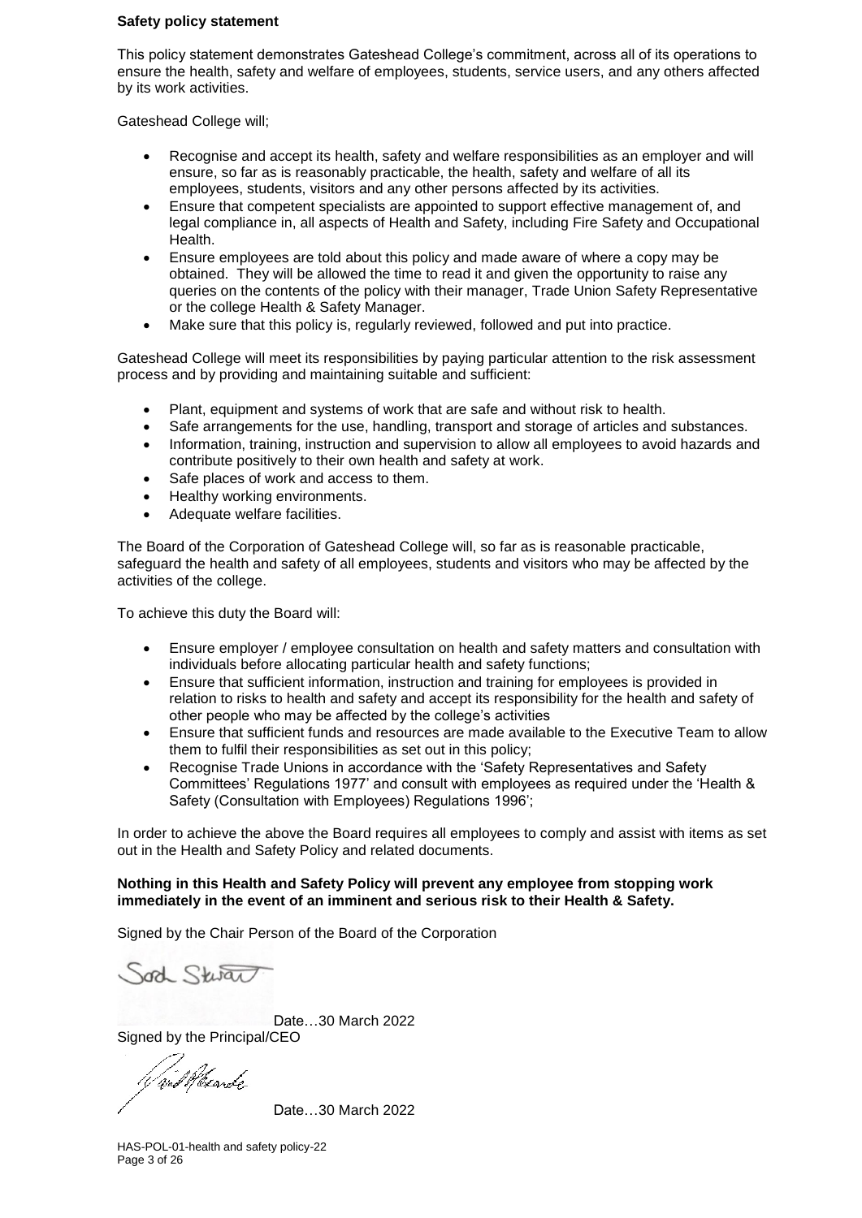**Safety policy statement**

This policy statement demonstrates Gateshead College's commitment, across all of its operations to ensure the health, safety and welfare of employees, students, service users, and any others affected by its work activities.

Gateshead College will;

- Recognise and accept its health, safety and welfare responsibilities as an employer and will ensure, so far as is reasonably practicable, the health, safety and welfare of all its employees, students, visitors and any other persons affected by its activities.
- Ensure that competent specialists are appointed to support effective management of, and legal compliance in, all aspects of Health and Safety, including Fire Safety and Occupational Health.
- Ensure employees are told about this policy and made aware of where a copy may be obtained. They will be allowed the time to read it and given the opportunity to raise any queries on the contents of the policy with their manager, Trade Union Safety Representative or the college Health & Safety Manager.
- Make sure that this policy is, regularly reviewed, followed and put into practice.

Gateshead College will meet its responsibilities by paying particular attention to the risk assessment process and by providing and maintaining suitable and sufficient:

- Plant, equipment and systems of work that are safe and without risk to health.
- Safe arrangements for the use, handling, transport and storage of articles and substances.
- Information, training, instruction and supervision to allow all employees to avoid hazards and contribute positively to their own health and safety at work.
- Safe places of work and access to them.
- Healthy working environments.
- Adequate welfare facilities.

The Board of the Corporation of Gateshead College will, so far as is reasonable practicable, safeguard the health and safety of all employees, students and visitors who may be affected by the activities of the college.

To achieve this duty the Board will:

- Ensure employer / employee consultation on health and safety matters and consultation with individuals before allocating particular health and safety functions;
- Ensure that sufficient information, instruction and training for employees is provided in relation to risks to health and safety and accept its responsibility for the health and safety of other people who may be affected by the college's activities
- Ensure that sufficient funds and resources are made available to the Executive Team to allow them to fulfil their responsibilities as set out in this policy;
- Recognise Trade Unions in accordance with the 'Safety Representatives and Safety Committees' Regulations 1977' and consult with employees as required under the 'Health & Safety (Consultation with Employees) Regulations 1996';

In order to achieve the above the Board requires all employees to comply and assist with items as set out in the Health and Safety Policy and related documents.

**Nothing in this Health and Safety Policy will prevent any employee from stopping work immediately in the event of an imminent and serious risk to their Health & Safety.**

Signed by the Chair Person of the Board of the Corporation

Date…30 March 2022

Signed by the Principal/CEO

Date…30 March 2022

HAS-POL-01-health and safety policy-22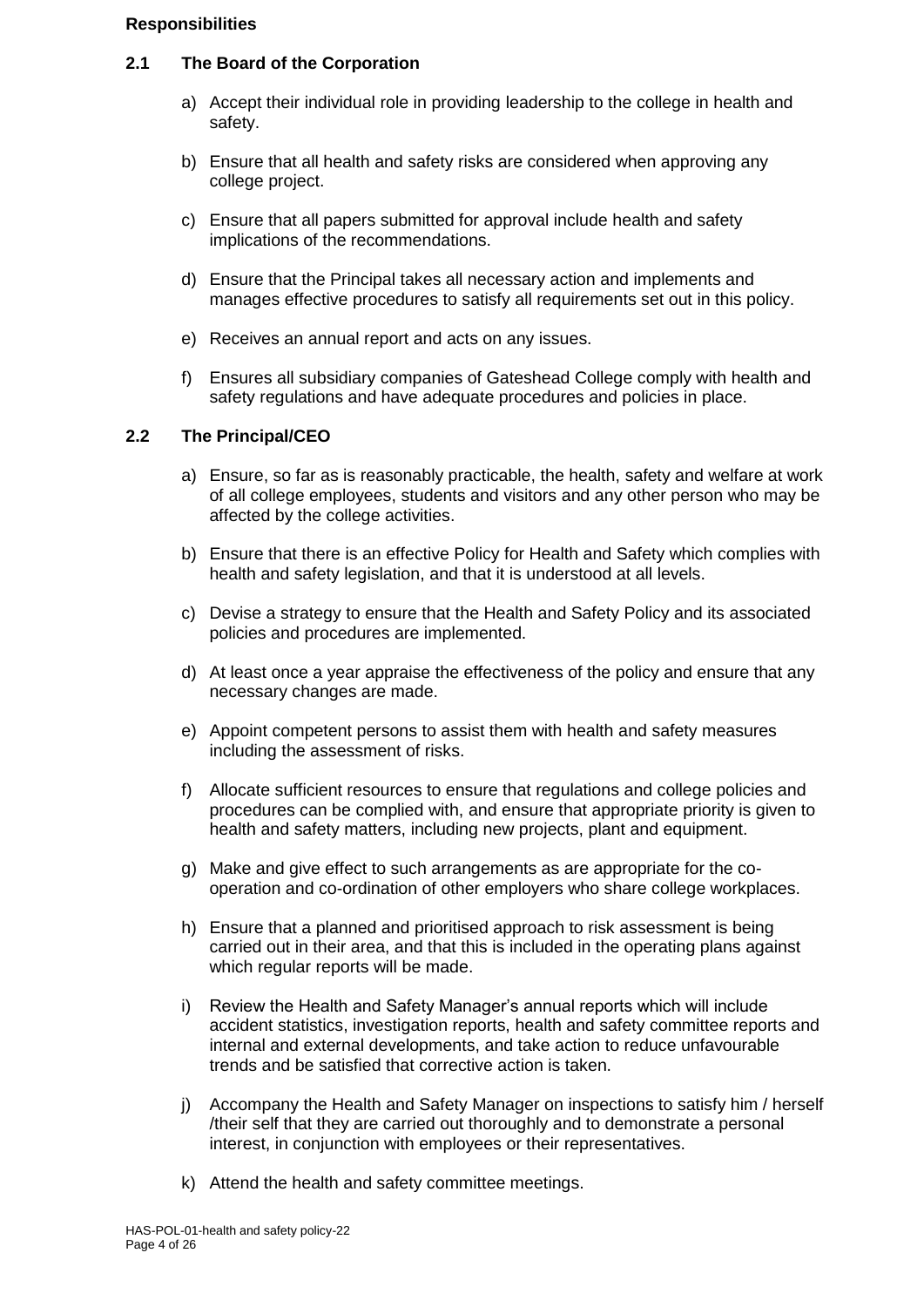**Responsibilities**

### 2.1 The Board of the Corporation

a) Accept their individual role in providing leadership to the college in health and safety.

b) Ensure that all health and safety risks are considered when approving any college project.

c) Ensure that all papers submitted for approval include health and safety implications of the recommendations.

d) Ensure that the Principal takes all necessary action and implements and manages effective procedures to satisfy all requirements set out in this policy.

e) Receives an annual report and acts on any issues.

f) Ensures all subsidiary companies of Gateshead College comply with health and safety regulations and have adequate procedures and policies in place.

### 2.2 The Principal/CEO

a) Ensure, so far as is reasonably practicable, the health, safety and welfare at work of all college employees, students and visitors and any other person who may be affected by the college activities.

b) Ensure that there is an effective Policy for Health and Safety which complies with health and safety legislation, and that it is understood at all levels.

c) Devise a strategy to ensure that the Health and Safety Policy and its associated policies and procedures are implemented.

d) At least once a year appraise the effectiveness of the policy and ensure that any necessary changes are made.

e) Appoint competent persons to assist them with health and safety measures including the assessment of risks.

f) Allocate sufficient resources to ensure that regulations and college policies and procedures can be complied with, and ensure that appropriate priority is given to health and safety matters, including new projects, plant and equipment.

g) Make and give effect to such arrangements as are appropriate for the co-operation and co-ordination of other employers who share college workplaces.

h) Ensure that a planned and prioritised approach to risk assessment is being carried out in their area, and that this is included in the operating plans against which regular reports will be made.

i) Review the Health and Safety Manager's annual reports which will include accident statistics, investigation reports, health and safety committee reports and internal and external developments, and take action to reduce unfavourable trends and be satisfied that corrective action is taken.

j) Accompany the Health and Safety Manager on inspections to satisfy him / herself /their self that they are carried out thoroughly and to demonstrate a personal interest, in conjunction with employees or their representatives.

k) Attend the health and safety committee meetings.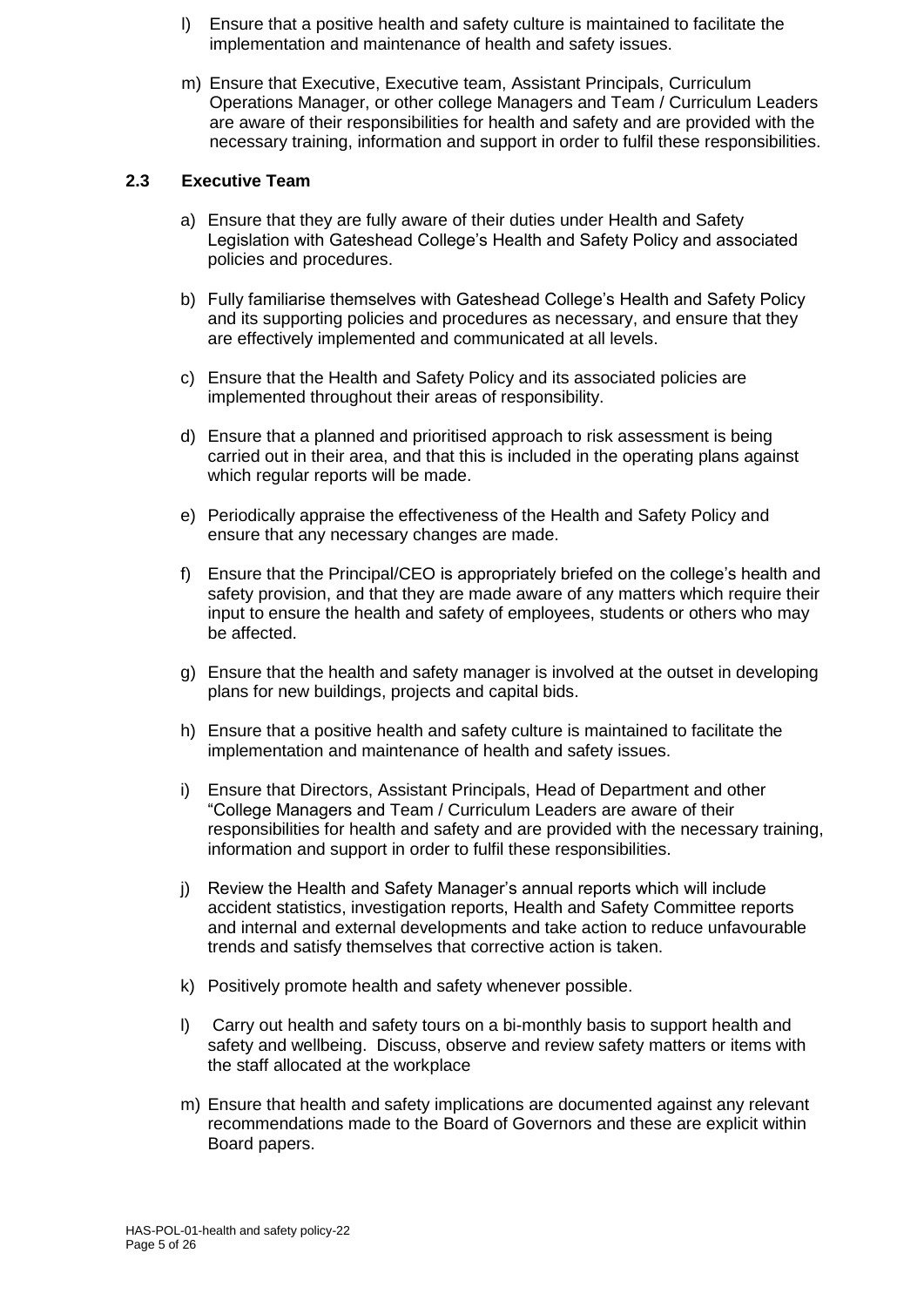l) Ensure that a positive health and safety culture is maintained to facilitate the implementation and maintenance of health and safety issues.

m) Ensure that Executive, Executive team, Assistant Principals, Curriculum Operations Manager, or other college Managers and Team / Curriculum Leaders are aware of their responsibilities for health and safety and are provided with the necessary training, information and support in order to fulfil these responsibilities.

### 2.3 Executive Team

a) Ensure that they are fully aware of their duties under Health and Safety Legislation with Gateshead College's Health and Safety Policy and associated policies and procedures.

b) Fully familiarise themselves with Gateshead College's Health and Safety Policy and its supporting policies and procedures as necessary, and ensure that they are effectively implemented and communicated at all levels.

c) Ensure that the Health and Safety Policy and its associated policies are implemented throughout their areas of responsibility.

d) Ensure that a planned and prioritised approach to risk assessment is being carried out in their area, and that this is included in the operating plans against which regular reports will be made.

e) Periodically appraise the effectiveness of the Health and Safety Policy and ensure that any necessary changes are made.

f) Ensure that the Principal/CEO is appropriately briefed on the college's health and safety provision, and that they are made aware of any matters which require their input to ensure the health and safety of employees, students or others who may be affected.

g) Ensure that the health and safety manager is involved at the outset in developing plans for new buildings, projects and capital bids.

h) Ensure that a positive health and safety culture is maintained to facilitate the implementation and maintenance of health and safety issues.

i) Ensure that Directors, Assistant Principals, Head of Department and other "College Managers and Team / Curriculum Leaders are aware of their responsibilities for health and safety and are provided with the necessary training, information and support in order to fulfil these responsibilities.

j) Review the Health and Safety Manager's annual reports which will include accident statistics, investigation reports, Health and Safety Committee reports and internal and external developments and take action to reduce unfavourable trends and satisfy themselves that corrective action is taken.

k) Positively promote health and safety whenever possible.

l) Carry out health and safety tours on a bi-monthly basis to support health and safety and wellbeing. Discuss, observe and review safety matters or items with the staff allocated at the workplace

m) Ensure that health and safety implications are documented against any relevant recommendations made to the Board of Governors and these are explicit within Board papers.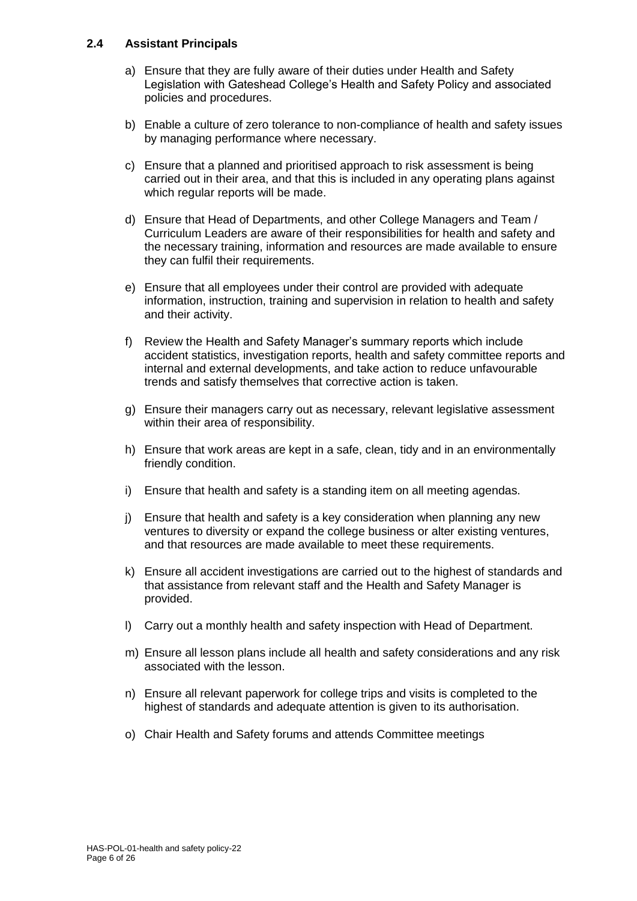### 2.4 Assistant Principals

a) Ensure that they are fully aware of their duties under Health and Safety Legislation with Gateshead College's Health and Safety Policy and associated policies and procedures.

b) Enable a culture of zero tolerance to non-compliance of health and safety issues by managing performance where necessary.

c) Ensure that a planned and prioritised approach to risk assessment is being carried out in their area, and that this is included in any operating plans against which regular reports will be made.

d) Ensure that Head of Departments, and other College Managers and Team / Curriculum Leaders are aware of their responsibilities for health and safety and the necessary training, information and resources are made available to ensure they can fulfil their requirements.

e) Ensure that all employees under their control are provided with adequate information, instruction, training and supervision in relation to health and safety and their activity.

f) Review the Health and Safety Manager's summary reports which include accident statistics, investigation reports, health and safety committee reports and internal and external developments, and take action to reduce unfavourable trends and satisfy themselves that corrective action is taken.

g) Ensure their managers carry out as necessary, relevant legislative assessment within their area of responsibility.

h) Ensure that work areas are kept in a safe, clean, tidy and in an environmentally friendly condition.

i) Ensure that health and safety is a standing item on all meeting agendas.

j) Ensure that health and safety is a key consideration when planning any new ventures to diversity or expand the college business or alter existing ventures, and that resources are made available to meet these requirements.

k) Ensure all accident investigations are carried out to the highest of standards and that assistance from relevant staff and the Health and Safety Manager is provided.

l) Carry out a monthly health and safety inspection with Head of Department.

m) Ensure all lesson plans include all health and safety considerations and any risk associated with the lesson.

n) Ensure all relevant paperwork for college trips and visits is completed to the highest of standards and adequate attention is given to its authorisation.

o) Chair Health and Safety forums and attends Committee meetings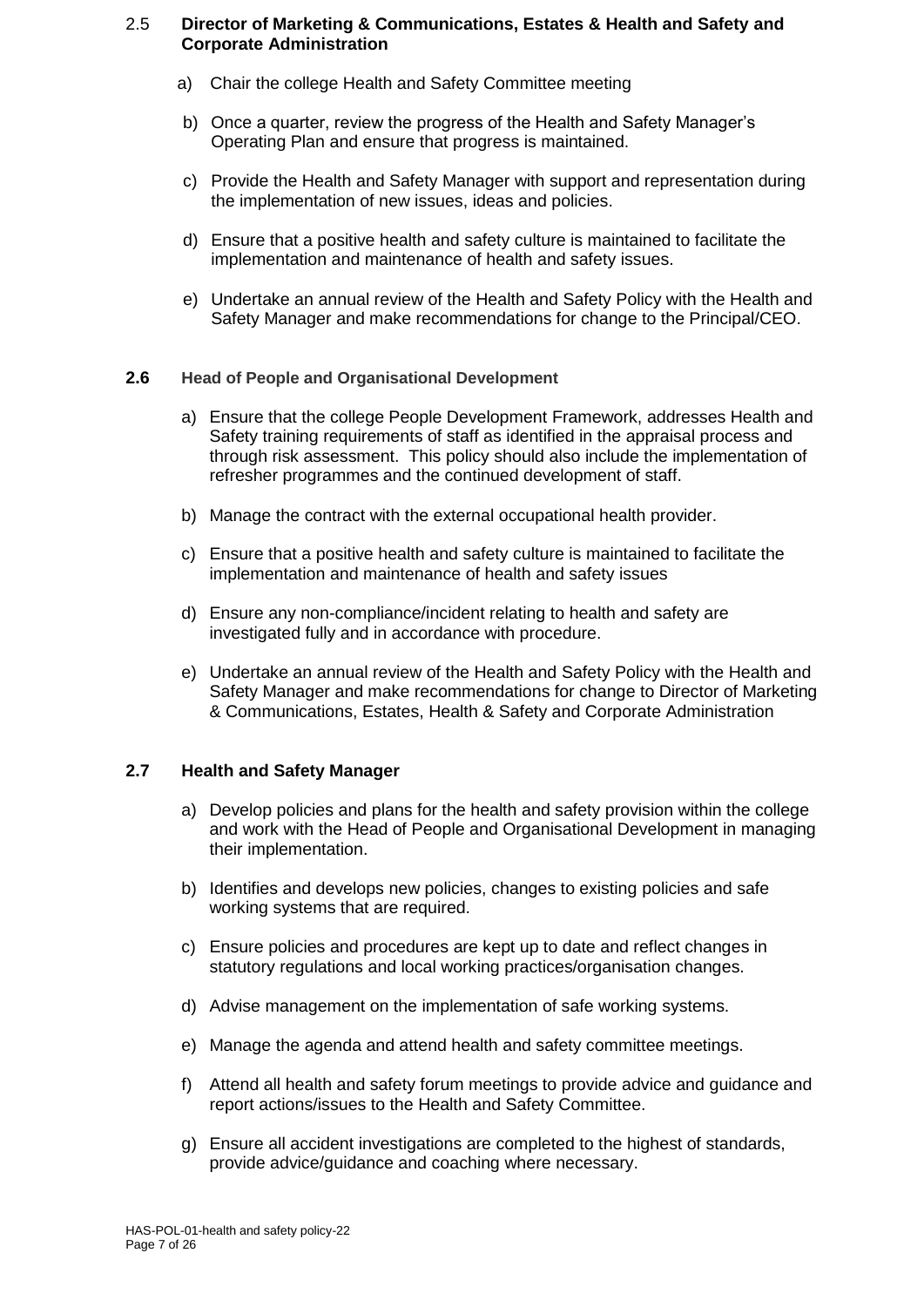### 2.5 Director of Marketing & Communications, Estates & Health and Safety and Corporate Administration

a) Chair the college Health and Safety Committee meeting

b) Once a quarter, review the progress of the Health and Safety Manager's Operating Plan and ensure that progress is maintained.

c) Provide the Health and Safety Manager with support and representation during the implementation of new issues, ideas and policies.

d) Ensure that a positive health and safety culture is maintained to facilitate the implementation and maintenance of health and safety issues.

e) Undertake an annual review of the Health and Safety Policy with the Health and Safety Manager and make recommendations for change to the Principal/CEO.

### 2.6 Head of People and Organisational Development

a) Ensure that the college People Development Framework, addresses Health and Safety training requirements of staff as identified in the appraisal process and through risk assessment. This policy should also include the implementation of refresher programmes and the continued development of staff.

b) Manage the contract with the external occupational health provider.

c) Ensure that a positive health and safety culture is maintained to facilitate the implementation and maintenance of health and safety issues

d) Ensure any non-compliance/incident relating to health and safety are investigated fully and in accordance with procedure.

e) Undertake an annual review of the Health and Safety Policy with the Health and Safety Manager and make recommendations for change to Director of Marketing & Communications, Estates, Health & Safety and Corporate Administration

### 2.7 Health and Safety Manager

a) Develop policies and plans for the health and safety provision within the college and work with the Head of People and Organisational Development in managing their implementation.

b) Identifies and develops new policies, changes to existing policies and safe working systems that are required.

c) Ensure policies and procedures are kept up to date and reflect changes in statutory regulations and local working practices/organisation changes.

d) Advise management on the implementation of safe working systems.

e) Manage the agenda and attend health and safety committee meetings.

f) Attend all health and safety forum meetings to provide advice and guidance and report actions/issues to the Health and Safety Committee.

g) Ensure all accident investigations are completed to the highest of standards, provide advice/guidance and coaching where necessary.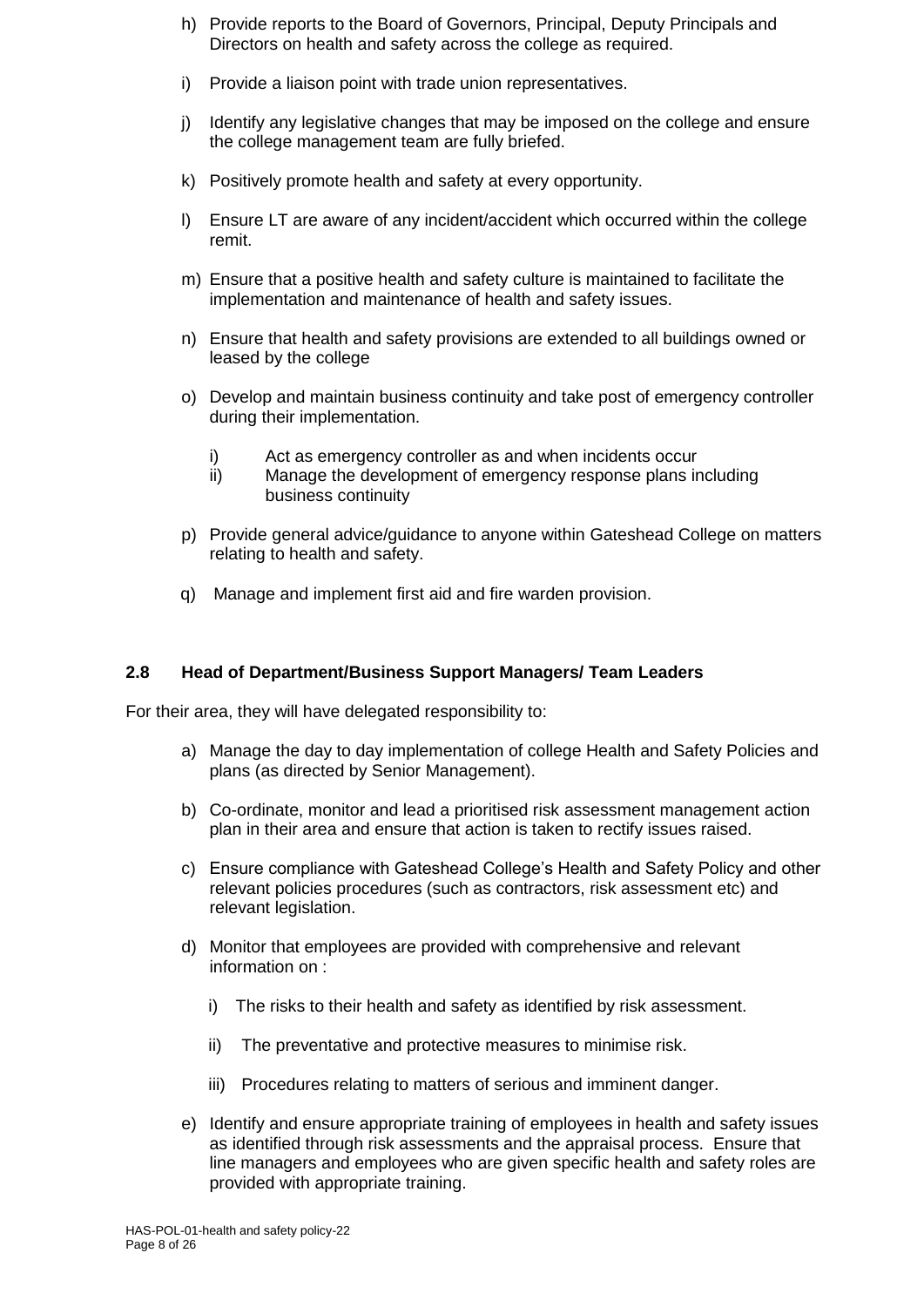h) Provide reports to the Board of Governors, Principal, Deputy Principals and Directors on health and safety across the college as required.

i) Provide a liaison point with trade union representatives.

j) Identify any legislative changes that may be imposed on the college and ensure the college management team are fully briefed.

k) Positively promote health and safety at every opportunity.

l) Ensure LT are aware of any incident/accident which occurred within the college remit.

m) Ensure that a positive health and safety culture is maintained to facilitate the implementation and maintenance of health and safety issues.

n) Ensure that health and safety provisions are extended to all buildings owned or leased by the college

o) Develop and maintain business continuity and take post of emergency controller during their implementation.

   i) Act as emergency controller as and when incidents occur
   ii) Manage the development of emergency response plans including business continuity

p) Provide general advice/guidance to anyone within Gateshead College on matters relating to health and safety.

q) Manage and implement first aid and fire warden provision.

### 2.8 Head of Department/Business Support Managers/ Team Leaders

For their area, they will have delegated responsibility to:

a) Manage the day to day implementation of college Health and Safety Policies and plans (as directed by Senior Management).

b) Co-ordinate, monitor and lead a prioritised risk assessment management action plan in their area and ensure that action is taken to rectify issues raised.

c) Ensure compliance with Gateshead College's Health and Safety Policy and other relevant policies procedures (such as contractors, risk assessment etc) and relevant legislation.

d) Monitor that employees are provided with comprehensive and relevant information on :

   i) The risks to their health and safety as identified by risk assessment.

   ii) The preventative and protective measures to minimise risk.

   iii) Procedures relating to matters of serious and imminent danger.

e) Identify and ensure appropriate training of employees in health and safety issues as identified through risk assessments and the appraisal process. Ensure that line managers and employees who are given specific health and safety roles are provided with appropriate training.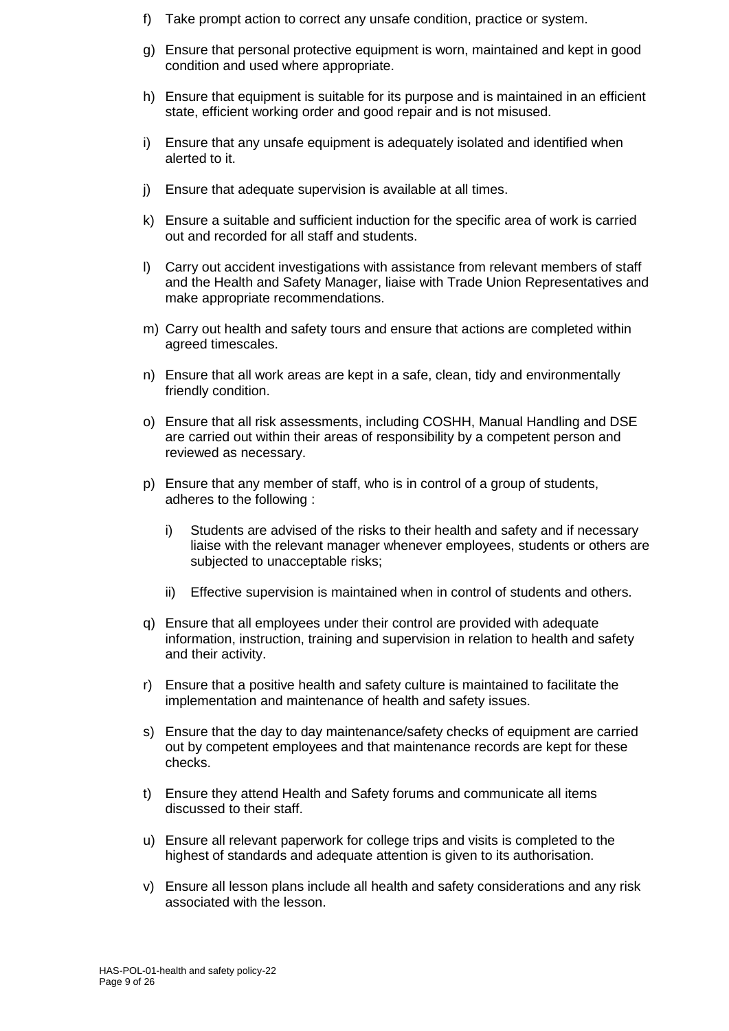f) Take prompt action to correct any unsafe condition, practice or system.

g) Ensure that personal protective equipment is worn, maintained and kept in good condition and used where appropriate.

h) Ensure that equipment is suitable for its purpose and is maintained in an efficient state, efficient working order and good repair and is not misused.

i) Ensure that any unsafe equipment is adequately isolated and identified when alerted to it.

j) Ensure that adequate supervision is available at all times.

k) Ensure a suitable and sufficient induction for the specific area of work is carried out and recorded for all staff and students.

l) Carry out accident investigations with assistance from relevant members of staff and the Health and Safety Manager, liaise with Trade Union Representatives and make appropriate recommendations.

m) Carry out health and safety tours and ensure that actions are completed within agreed timescales.

n) Ensure that all work areas are kept in a safe, clean, tidy and environmentally friendly condition.

o) Ensure that all risk assessments, including COSHH, Manual Handling and DSE are carried out within their areas of responsibility by a competent person and reviewed as necessary.

p) Ensure that any member of staff, who is in control of a group of students, adheres to the following :

   i) Students are advised of the risks to their health and safety and if necessary liaise with the relevant manager whenever employees, students or others are subjected to unacceptable risks;

   ii) Effective supervision is maintained when in control of students and others.

q) Ensure that all employees under their control are provided with adequate information, instruction, training and supervision in relation to health and safety and their activity.

r) Ensure that a positive health and safety culture is maintained to facilitate the implementation and maintenance of health and safety issues.

s) Ensure that the day to day maintenance/safety checks of equipment are carried out by competent employees and that maintenance records are kept for these checks.

t) Ensure they attend Health and Safety forums and communicate all items discussed to their staff.

u) Ensure all relevant paperwork for college trips and visits is completed to the highest of standards and adequate attention is given to its authorisation.

v) Ensure all lesson plans include all health and safety considerations and any risk associated with the lesson.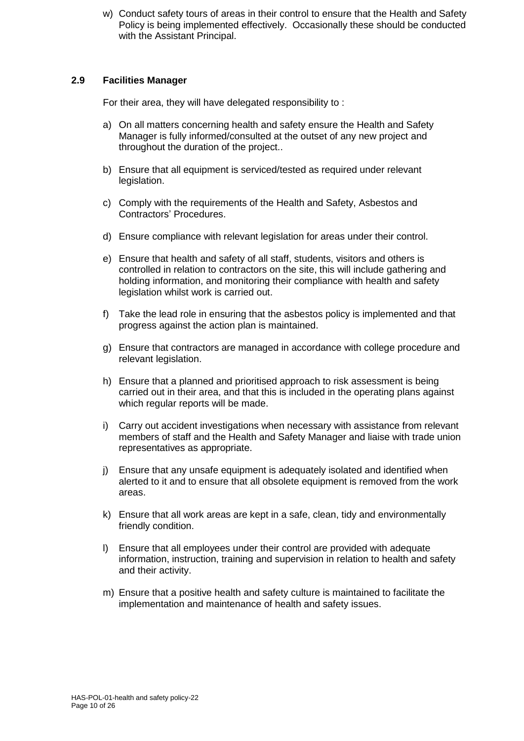w) Conduct safety tours of areas in their control to ensure that the Health and Safety Policy is being implemented effectively. Occasionally these should be conducted with the Assistant Principal.

### 2.9 Facilities Manager

For their area, they will have delegated responsibility to :

a) On all matters concerning health and safety ensure the Health and Safety Manager is fully informed/consulted at the outset of any new project and throughout the duration of the project..

b) Ensure that all equipment is serviced/tested as required under relevant legislation.

c) Comply with the requirements of the Health and Safety, Asbestos and Contractors' Procedures.

d) Ensure compliance with relevant legislation for areas under their control.

e) Ensure that health and safety of all staff, students, visitors and others is controlled in relation to contractors on the site, this will include gathering and holding information, and monitoring their compliance with health and safety legislation whilst work is carried out.

f) Take the lead role in ensuring that the asbestos policy is implemented and that progress against the action plan is maintained.

g) Ensure that contractors are managed in accordance with college procedure and relevant legislation.

h) Ensure that a planned and prioritised approach to risk assessment is being carried out in their area, and that this is included in the operating plans against which regular reports will be made.

i) Carry out accident investigations when necessary with assistance from relevant members of staff and the Health and Safety Manager and liaise with trade union representatives as appropriate.

j) Ensure that any unsafe equipment is adequately isolated and identified when alerted to it and to ensure that all obsolete equipment is removed from the work areas.

k) Ensure that all work areas are kept in a safe, clean, tidy and environmentally friendly condition.

l) Ensure that all employees under their control are provided with adequate information, instruction, training and supervision in relation to health and safety and their activity.

m) Ensure that a positive health and safety culture is maintained to facilitate the implementation and maintenance of health and safety issues.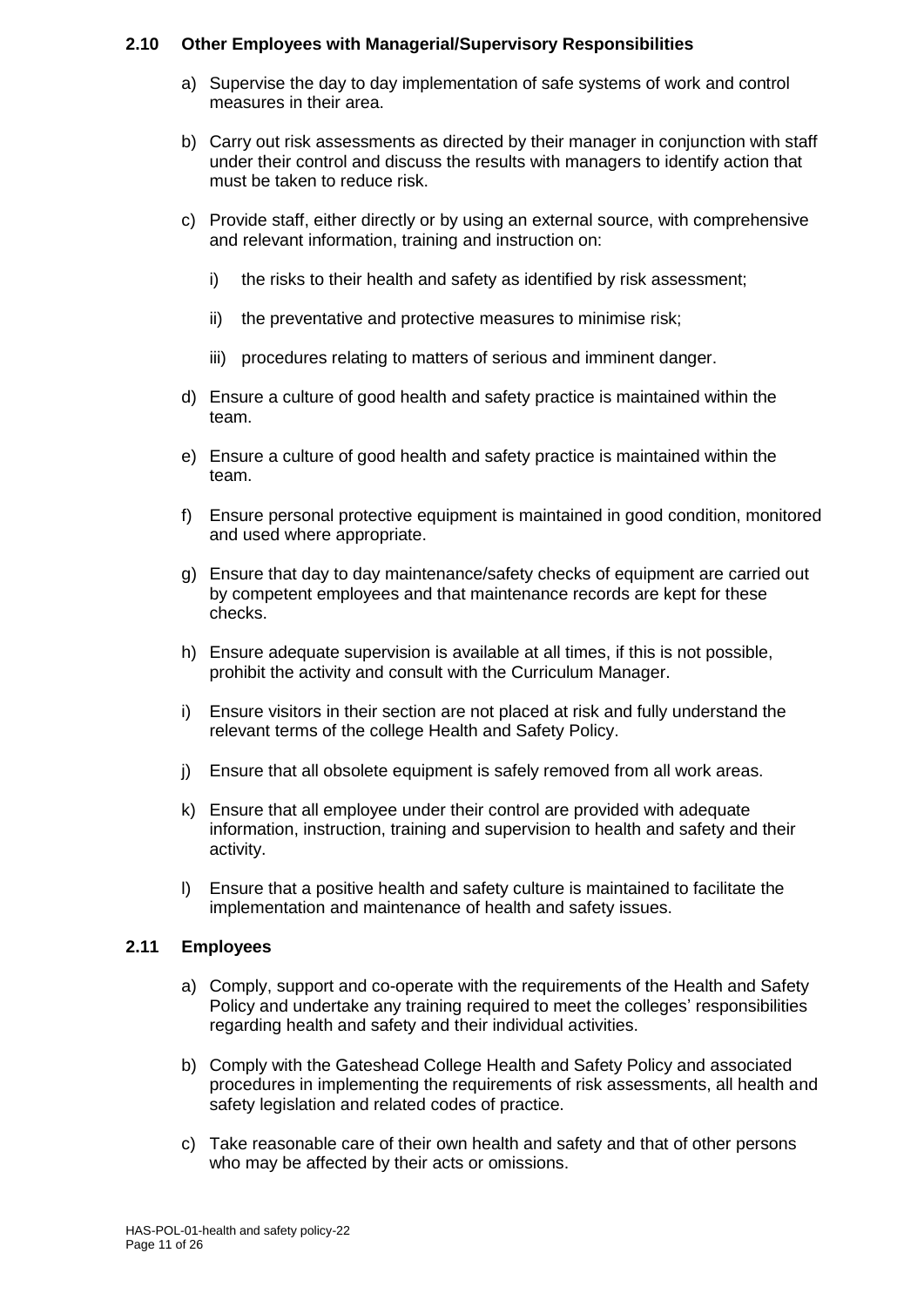### 2.10 Other Employees with Managerial/Supervisory Responsibilities

a) Supervise the day to day implementation of safe systems of work and control measures in their area.

b) Carry out risk assessments as directed by their manager in conjunction with staff under their control and discuss the results with managers to identify action that must be taken to reduce risk.

c) Provide staff, either directly or by using an external source, with comprehensive and relevant information, training and instruction on:

   i) the risks to their health and safety as identified by risk assessment;

   ii) the preventative and protective measures to minimise risk;

   iii) procedures relating to matters of serious and imminent danger.

d) Ensure a culture of good health and safety practice is maintained within the team.

e) Ensure a culture of good health and safety practice is maintained within the team.

f) Ensure personal protective equipment is maintained in good condition, monitored and used where appropriate.

g) Ensure that day to day maintenance/safety checks of equipment are carried out by competent employees and that maintenance records are kept for these checks.

h) Ensure adequate supervision is available at all times, if this is not possible, prohibit the activity and consult with the Curriculum Manager.

i) Ensure visitors in their section are not placed at risk and fully understand the relevant terms of the college Health and Safety Policy.

j) Ensure that all obsolete equipment is safely removed from all work areas.

k) Ensure that all employee under their control are provided with adequate information, instruction, training and supervision to health and safety and their activity.

l) Ensure that a positive health and safety culture is maintained to facilitate the implementation and maintenance of health and safety issues.

### 2.11 Employees

a) Comply, support and co-operate with the requirements of the Health and Safety Policy and undertake any training required to meet the colleges' responsibilities regarding health and safety and their individual activities.

b) Comply with the Gateshead College Health and Safety Policy and associated procedures in implementing the requirements of risk assessments, all health and safety legislation and related codes of practice.

c) Take reasonable care of their own health and safety and that of other persons who may be affected by their acts or omissions.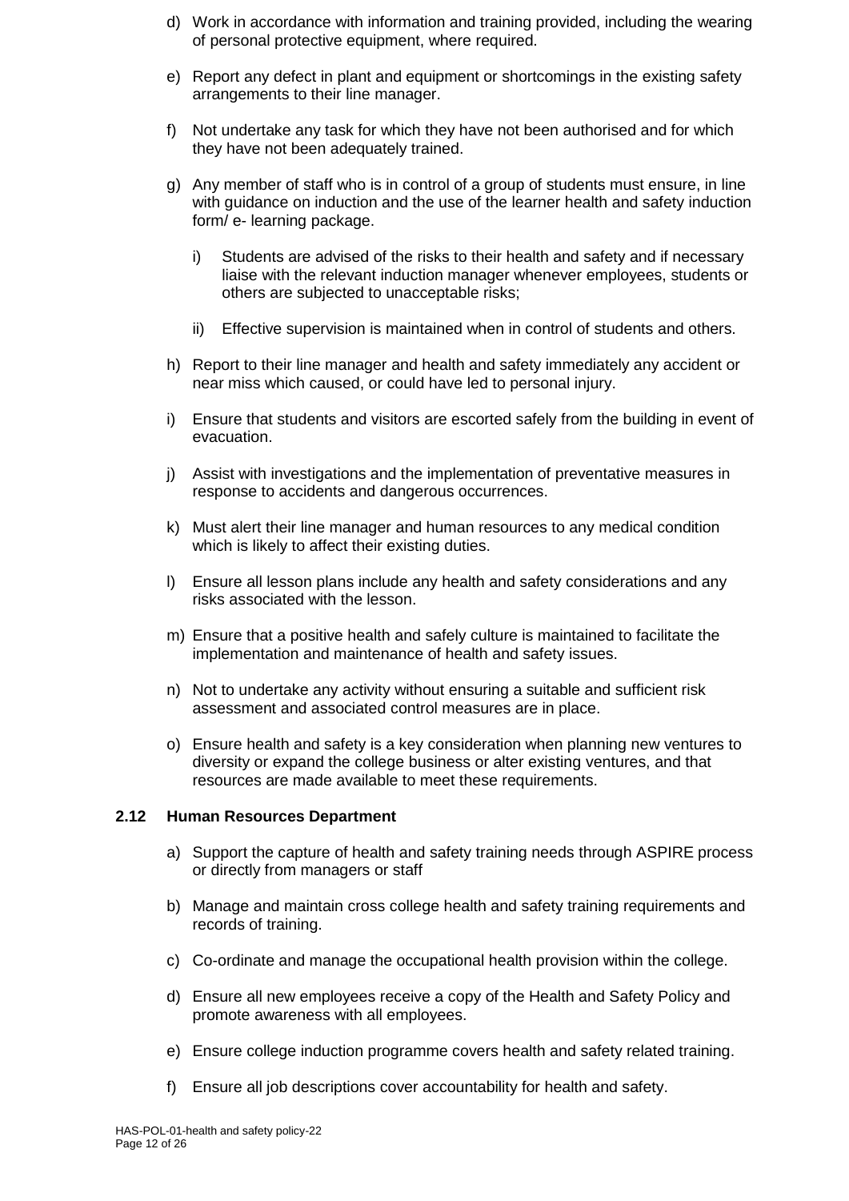d) Work in accordance with information and training provided, including the wearing of personal protective equipment, where required.

e) Report any defect in plant and equipment or shortcomings in the existing safety arrangements to their line manager.

f) Not undertake any task for which they have not been authorised and for which they have not been adequately trained.

g) Any member of staff who is in control of a group of students must ensure, in line with guidance on induction and the use of the learner health and safety induction form/ e- learning package.

   i) Students are advised of the risks to their health and safety and if necessary liaise with the relevant induction manager whenever employees, students or others are subjected to unacceptable risks;

   ii) Effective supervision is maintained when in control of students and others.

h) Report to their line manager and health and safety immediately any accident or near miss which caused, or could have led to personal injury.

i) Ensure that students and visitors are escorted safely from the building in event of evacuation.

j) Assist with investigations and the implementation of preventative measures in response to accidents and dangerous occurrences.

k) Must alert their line manager and human resources to any medical condition which is likely to affect their existing duties.

l) Ensure all lesson plans include any health and safety considerations and any risks associated with the lesson.

m) Ensure that a positive health and safely culture is maintained to facilitate the implementation and maintenance of health and safety issues.

n) Not to undertake any activity without ensuring a suitable and sufficient risk assessment and associated control measures are in place.

o) Ensure health and safety is a key consideration when planning new ventures to diversity or expand the college business or alter existing ventures, and that resources are made available to meet these requirements.

### 2.12 Human Resources Department

a) Support the capture of health and safety training needs through ASPIRE process or directly from managers or staff

b) Manage and maintain cross college health and safety training requirements and records of training.

c) Co-ordinate and manage the occupational health provision within the college.

d) Ensure all new employees receive a copy of the Health and Safety Policy and promote awareness with all employees.

e) Ensure college induction programme covers health and safety related training.

f) Ensure all job descriptions cover accountability for health and safety.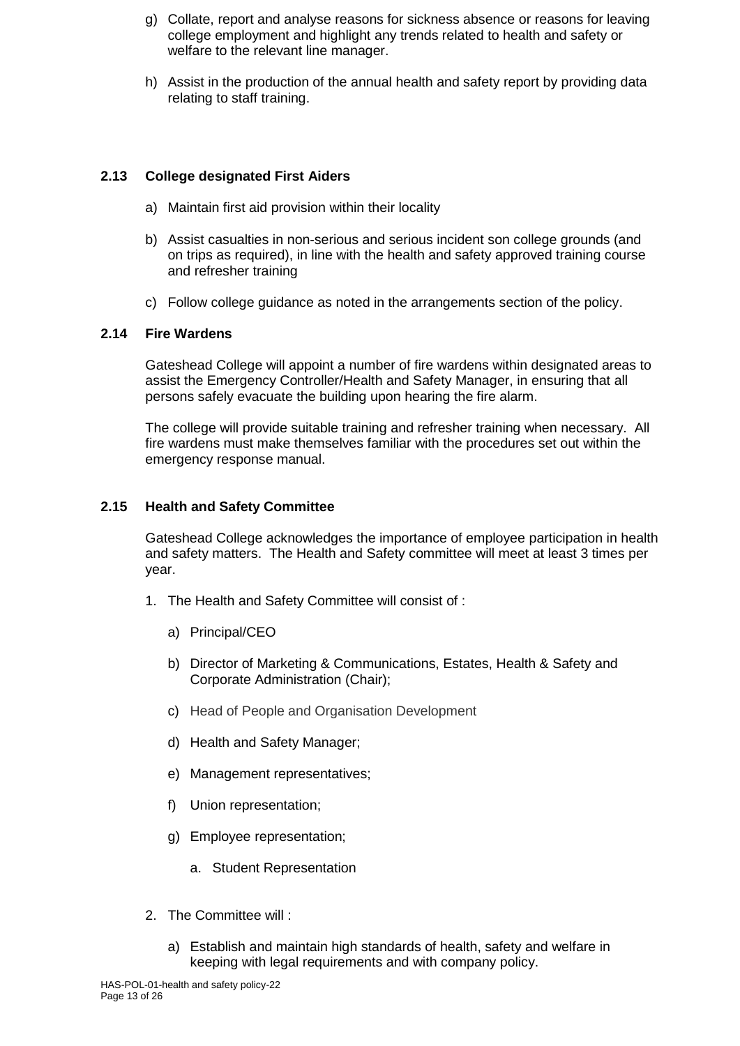g) Collate, report and analyse reasons for sickness absence or reasons for leaving college employment and highlight any trends related to health and safety or welfare to the relevant line manager.

h) Assist in the production of the annual health and safety report by providing data relating to staff training.

### 2.13 College designated First Aiders

a) Maintain first aid provision within their locality

b) Assist casualties in non-serious and serious incident son college grounds (and on trips as required), in line with the health and safety approved training course and refresher training

c) Follow college guidance as noted in the arrangements section of the policy.

### 2.14 Fire Wardens

Gateshead College will appoint a number of fire wardens within designated areas to assist the Emergency Controller/Health and Safety Manager, in ensuring that all persons safely evacuate the building upon hearing the fire alarm.

The college will provide suitable training and refresher training when necessary. All fire wardens must make themselves familiar with the procedures set out within the emergency response manual.

### 2.15 Health and Safety Committee

Gateshead College acknowledges the importance of employee participation in health and safety matters. The Health and Safety committee will meet at least 3 times per year.

1. The Health and Safety Committee will consist of :

   a) Principal/CEO

   b) Director of Marketing & Communications, Estates, Health & Safety and Corporate Administration (Chair);

   c) Head of People and Organisation Development

   d) Health and Safety Manager;

   e) Management representatives;

   f) Union representation;

   g) Employee representation;

      a. Student Representation

2. The Committee will :

   a) Establish and maintain high standards of health, safety and welfare in keeping with legal requirements and with company policy.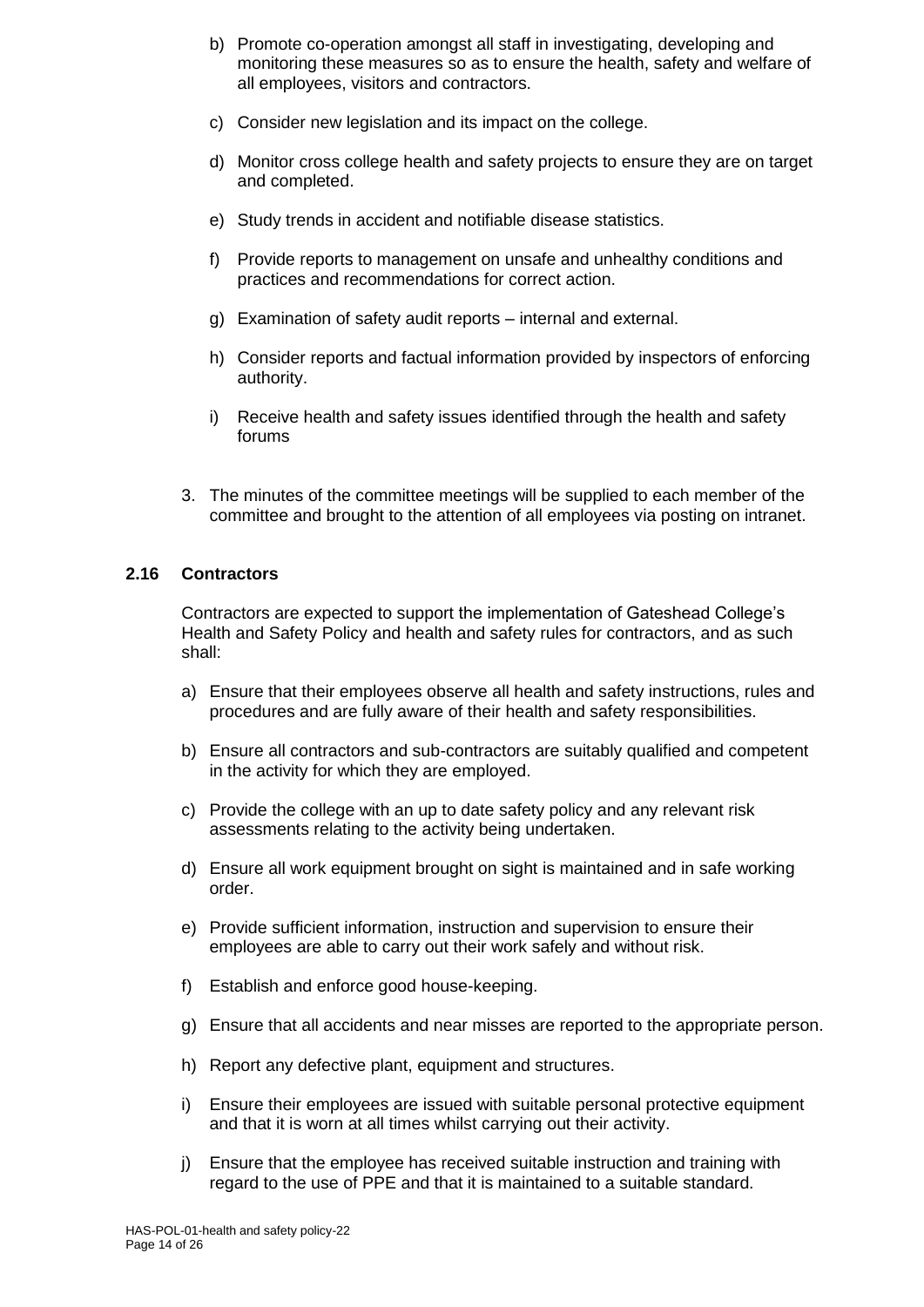b) Promote co-operation amongst all staff in investigating, developing and monitoring these measures so as to ensure the health, safety and welfare of all employees, visitors and contractors.

c) Consider new legislation and its impact on the college.

d) Monitor cross college health and safety projects to ensure they are on target and completed.

e) Study trends in accident and notifiable disease statistics.

f) Provide reports to management on unsafe and unhealthy conditions and practices and recommendations for correct action.

g) Examination of safety audit reports – internal and external.

h) Consider reports and factual information provided by inspectors of enforcing authority.

i) Receive health and safety issues identified through the health and safety forums

3. The minutes of the committee meetings will be supplied to each member of the committee and brought to the attention of all employees via posting on intranet.

### 2.16 Contractors

Contractors are expected to support the implementation of Gateshead College's Health and Safety Policy and health and safety rules for contractors, and as such shall:

a) Ensure that their employees observe all health and safety instructions, rules and procedures and are fully aware of their health and safety responsibilities.

b) Ensure all contractors and sub-contractors are suitably qualified and competent in the activity for which they are employed.

c) Provide the college with an up to date safety policy and any relevant risk assessments relating to the activity being undertaken.

d) Ensure all work equipment brought on sight is maintained and in safe working order.

e) Provide sufficient information, instruction and supervision to ensure their employees are able to carry out their work safely and without risk.

f) Establish and enforce good house-keeping.

g) Ensure that all accidents and near misses are reported to the appropriate person.

h) Report any defective plant, equipment and structures.

i) Ensure their employees are issued with suitable personal protective equipment and that it is worn at all times whilst carrying out their activity.

j) Ensure that the employee has received suitable instruction and training with regard to the use of PPE and that it is maintained to a suitable standard.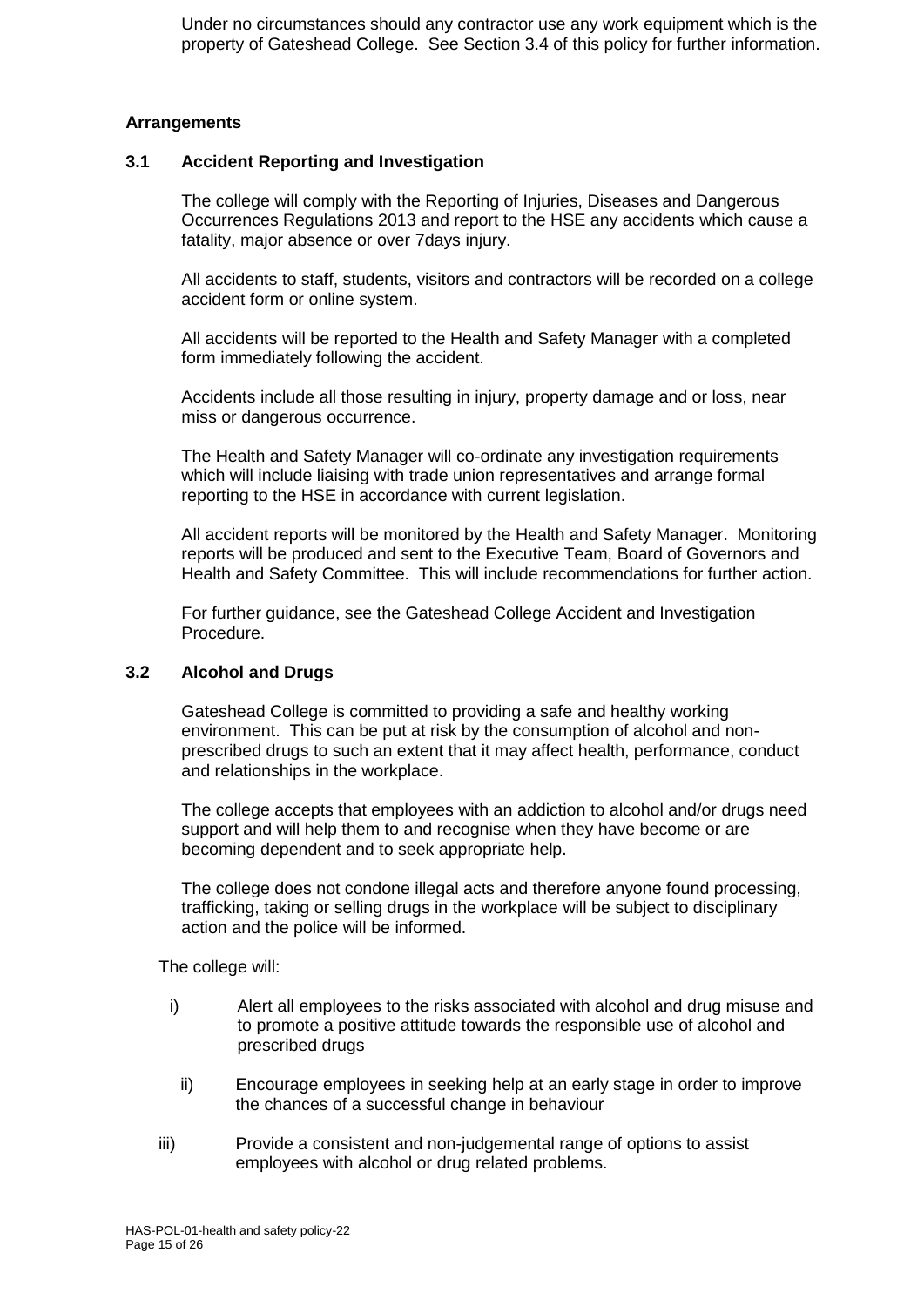Under no circumstances should any contractor use any work equipment which is the property of Gateshead College. See Section 3.4 of this policy for further information.

## Arrangements

### 3.1 Accident Reporting and Investigation

The college will comply with the Reporting of Injuries, Diseases and Dangerous Occurrences Regulations 2013 and report to the HSE any accidents which cause a fatality, major absence or over 7days injury.

All accidents to staff, students, visitors and contractors will be recorded on a college accident form or online system.

All accidents will be reported to the Health and Safety Manager with a completed form immediately following the accident.

Accidents include all those resulting in injury, property damage and or loss, near miss or dangerous occurrence.

The Health and Safety Manager will co-ordinate any investigation requirements which will include liaising with trade union representatives and arrange formal reporting to the HSE in accordance with current legislation.

All accident reports will be monitored by the Health and Safety Manager. Monitoring reports will be produced and sent to the Executive Team, Board of Governors and Health and Safety Committee. This will include recommendations for further action.

For further guidance, see the Gateshead College Accident and Investigation Procedure.

### 3.2 Alcohol and Drugs

Gateshead College is committed to providing a safe and healthy working environment. This can be put at risk by the consumption of alcohol and non-prescribed drugs to such an extent that it may affect health, performance, conduct and relationships in the workplace.

The college accepts that employees with an addiction to alcohol and/or drugs need support and will help them to and recognise when they have become or are becoming dependent and to seek appropriate help.

The college does not condone illegal acts and therefore anyone found processing, trafficking, taking or selling drugs in the workplace will be subject to disciplinary action and the police will be informed.

The college will:

i) Alert all employees to the risks associated with alcohol and drug misuse and to promote a positive attitude towards the responsible use of alcohol and prescribed drugs

ii) Encourage employees in seeking help at an early stage in order to improve the chances of a successful change in behaviour

iii) Provide a consistent and non-judgemental range of options to assist employees with alcohol or drug related problems.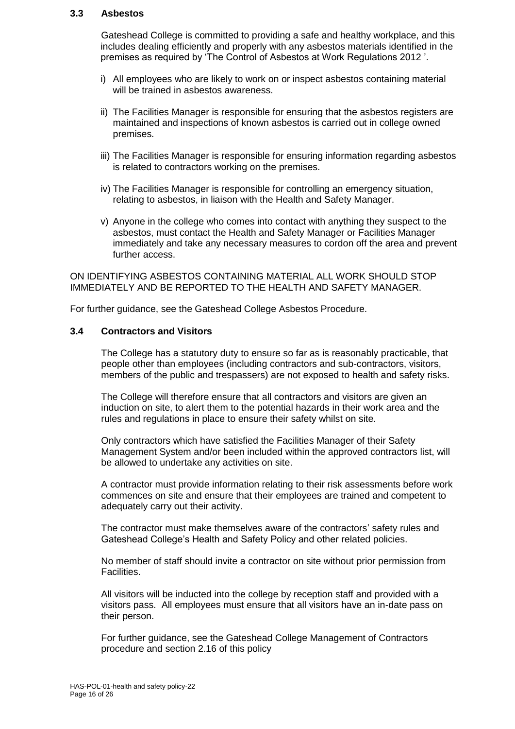### 3.3 Asbestos

Gateshead College is committed to providing a safe and healthy workplace, and this includes dealing efficiently and properly with any asbestos materials identified in the premises as required by 'The Control of Asbestos at Work Regulations 2012 '.

i) All employees who are likely to work on or inspect asbestos containing material will be trained in asbestos awareness.

ii) The Facilities Manager is responsible for ensuring that the asbestos registers are maintained and inspections of known asbestos is carried out in college owned premises.

iii) The Facilities Manager is responsible for ensuring information regarding asbestos is related to contractors working on the premises.

iv) The Facilities Manager is responsible for controlling an emergency situation, relating to asbestos, in liaison with the Health and Safety Manager.

v) Anyone in the college who comes into contact with anything they suspect to the asbestos, must contact the Health and Safety Manager or Facilities Manager immediately and take any necessary measures to cordon off the area and prevent further access.

ON IDENTIFYING ASBESTOS CONTAINING MATERIAL ALL WORK SHOULD STOP IMMEDIATELY AND BE REPORTED TO THE HEALTH AND SAFETY MANAGER.

For further guidance, see the Gateshead College Asbestos Procedure.

### 3.4 Contractors and Visitors

The College has a statutory duty to ensure so far as is reasonably practicable, that people other than employees (including contractors and sub-contractors, visitors, members of the public and trespassers) are not exposed to health and safety risks.

The College will therefore ensure that all contractors and visitors are given an induction on site, to alert them to the potential hazards in their work area and the rules and regulations in place to ensure their safety whilst on site.

Only contractors which have satisfied the Facilities Manager of their Safety Management System and/or been included within the approved contractors list, will be allowed to undertake any activities on site.

A contractor must provide information relating to their risk assessments before work commences on site and ensure that their employees are trained and competent to adequately carry out their activity.

The contractor must make themselves aware of the contractors' safety rules and Gateshead College's Health and Safety Policy and other related policies.

No member of staff should invite a contractor on site without prior permission from Facilities.

All visitors will be inducted into the college by reception staff and provided with a visitors pass. All employees must ensure that all visitors have an in-date pass on their person.

For further guidance, see the Gateshead College Management of Contractors procedure and section 2.16 of this policy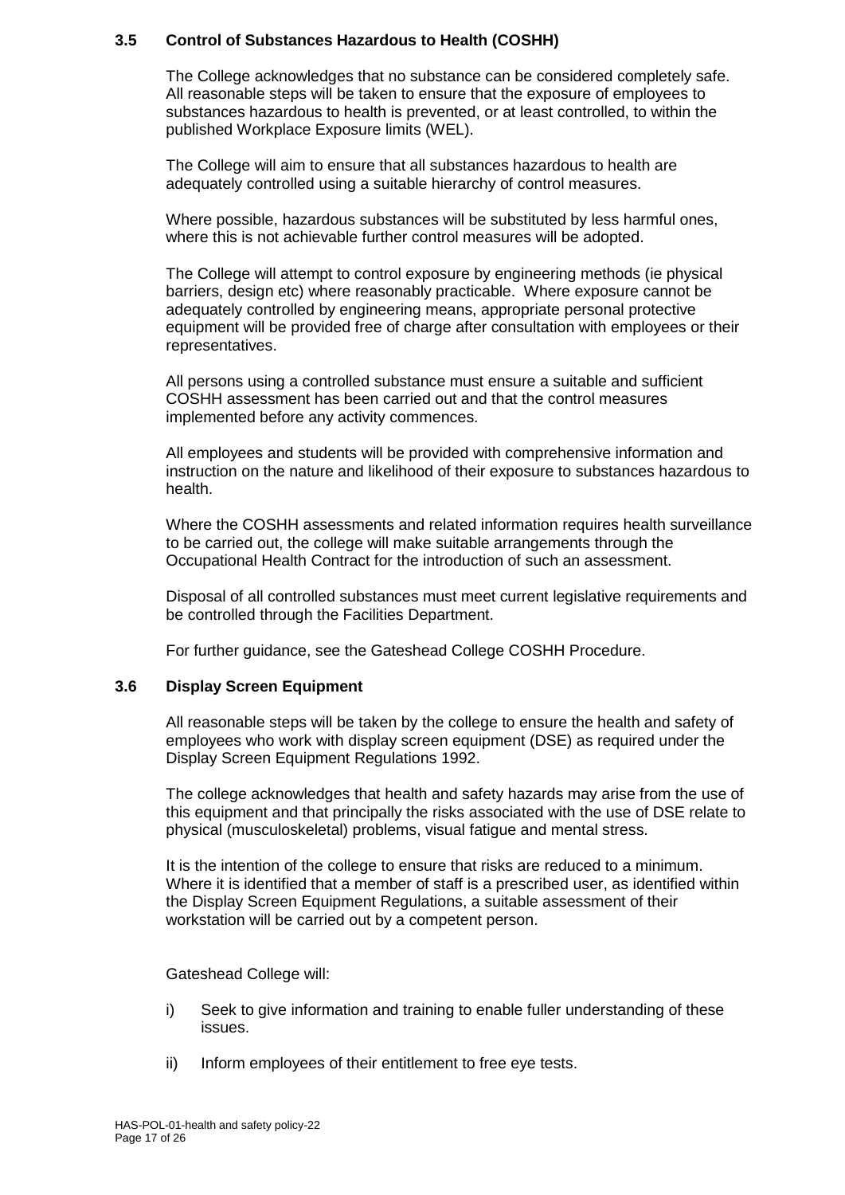### 3.5 Control of Substances Hazardous to Health (COSHH)

The College acknowledges that no substance can be considered completely safe. All reasonable steps will be taken to ensure that the exposure of employees to substances hazardous to health is prevented, or at least controlled, to within the published Workplace Exposure limits (WEL).

The College will aim to ensure that all substances hazardous to health are adequately controlled using a suitable hierarchy of control measures.

Where possible, hazardous substances will be substituted by less harmful ones, where this is not achievable further control measures will be adopted.

The College will attempt to control exposure by engineering methods (ie physical barriers, design etc) where reasonably practicable. Where exposure cannot be adequately controlled by engineering means, appropriate personal protective equipment will be provided free of charge after consultation with employees or their representatives.

All persons using a controlled substance must ensure a suitable and sufficient COSHH assessment has been carried out and that the control measures implemented before any activity commences.

All employees and students will be provided with comprehensive information and instruction on the nature and likelihood of their exposure to substances hazardous to health.

Where the COSHH assessments and related information requires health surveillance to be carried out, the college will make suitable arrangements through the Occupational Health Contract for the introduction of such an assessment.

Disposal of all controlled substances must meet current legislative requirements and be controlled through the Facilities Department.

For further guidance, see the Gateshead College COSHH Procedure.

### 3.6 Display Screen Equipment

All reasonable steps will be taken by the college to ensure the health and safety of employees who work with display screen equipment (DSE) as required under the Display Screen Equipment Regulations 1992.

The college acknowledges that health and safety hazards may arise from the use of this equipment and that principally the risks associated with the use of DSE relate to physical (musculoskeletal) problems, visual fatigue and mental stress.

It is the intention of the college to ensure that risks are reduced to a minimum. Where it is identified that a member of staff is a prescribed user, as identified within the Display Screen Equipment Regulations, a suitable assessment of their workstation will be carried out by a competent person.

Gateshead College will:

i) Seek to give information and training to enable fuller understanding of these issues.

ii) Inform employees of their entitlement to free eye tests.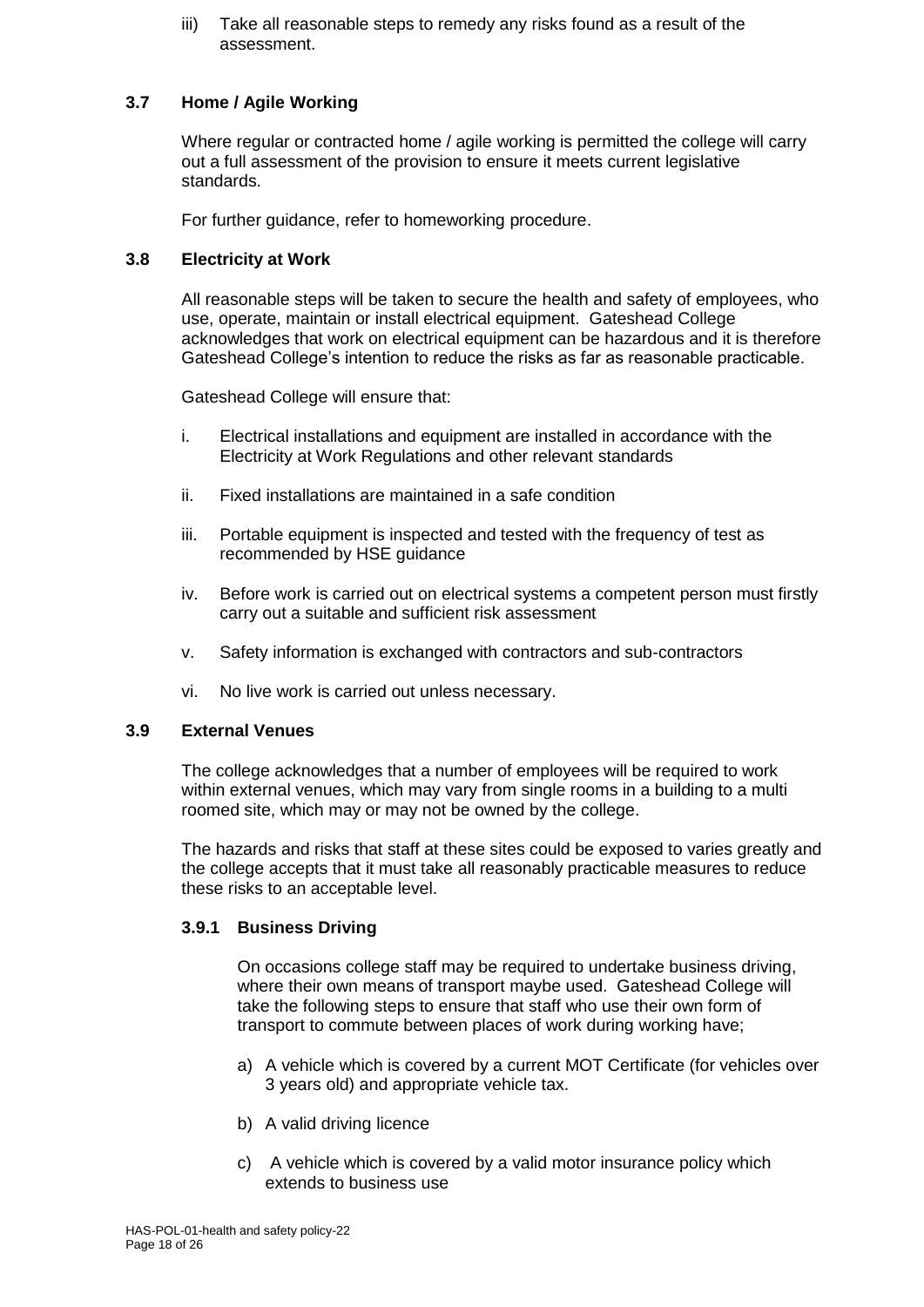iii) Take all reasonable steps to remedy any risks found as a result of the assessment.

### 3.7 Home / Agile Working

Where regular or contracted home / agile working is permitted the college will carry out a full assessment of the provision to ensure it meets current legislative standards.

For further guidance, refer to homeworking procedure.

### 3.8 Electricity at Work

All reasonable steps will be taken to secure the health and safety of employees, who use, operate, maintain or install electrical equipment. Gateshead College acknowledges that work on electrical equipment can be hazardous and it is therefore Gateshead College's intention to reduce the risks as far as reasonable practicable.

Gateshead College will ensure that:

i. Electrical installations and equipment are installed in accordance with the Electricity at Work Regulations and other relevant standards

ii. Fixed installations are maintained in a safe condition

iii. Portable equipment is inspected and tested with the frequency of test as recommended by HSE guidance

iv. Before work is carried out on electrical systems a competent person must firstly carry out a suitable and sufficient risk assessment

v. Safety information is exchanged with contractors and sub-contractors

vi. No live work is carried out unless necessary.

### 3.9 External Venues

The college acknowledges that a number of employees will be required to work within external venues, which may vary from single rooms in a building to a multi roomed site, which may or may not be owned by the college.

The hazards and risks that staff at these sites could be exposed to varies greatly and the college accepts that it must take all reasonably practicable measures to reduce these risks to an acceptable level.

#### 3.9.1 Business Driving

On occasions college staff may be required to undertake business driving, where their own means of transport maybe used. Gateshead College will take the following steps to ensure that staff who use their own form of transport to commute between places of work during working have;

a) A vehicle which is covered by a current MOT Certificate (for vehicles over 3 years old) and appropriate vehicle tax.

b) A valid driving licence

c) A vehicle which is covered by a valid motor insurance policy which extends to business use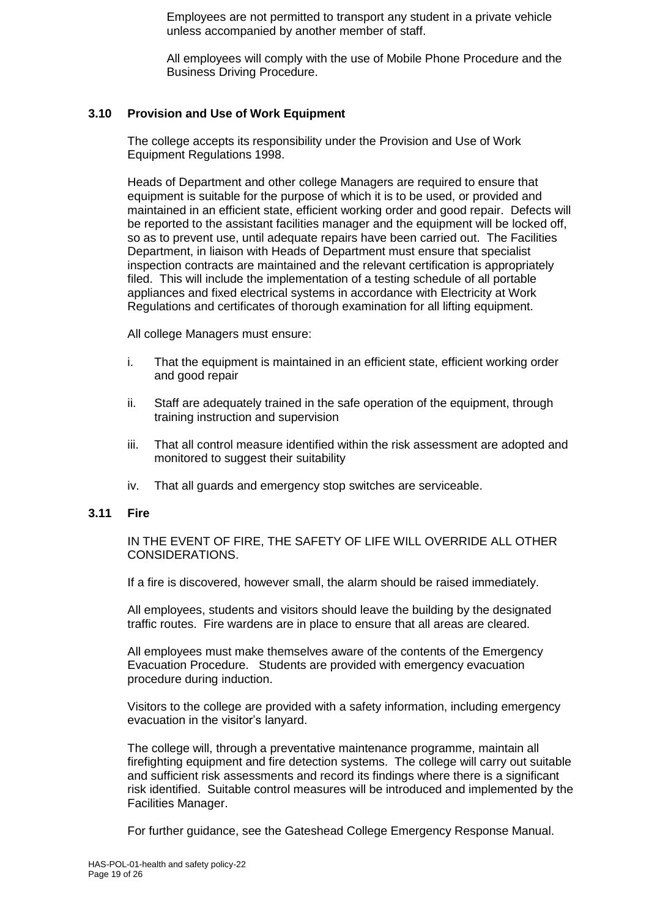Employees are not permitted to transport any student in a private vehicle unless accompanied by another member of staff.

All employees will comply with the use of Mobile Phone Procedure and the Business Driving Procedure.

### 3.10 Provision and Use of Work Equipment

The college accepts its responsibility under the Provision and Use of Work Equipment Regulations 1998.

Heads of Department and other college Managers are required to ensure that equipment is suitable for the purpose of which it is to be used, or provided and maintained in an efficient state, efficient working order and good repair. Defects will be reported to the assistant facilities manager and the equipment will be locked off, so as to prevent use, until adequate repairs have been carried out. The Facilities Department, in liaison with Heads of Department must ensure that specialist inspection contracts are maintained and the relevant certification is appropriately filed. This will include the implementation of a testing schedule of all portable appliances and fixed electrical systems in accordance with Electricity at Work Regulations and certificates of thorough examination for all lifting equipment.

All college Managers must ensure:

i. That the equipment is maintained in an efficient state, efficient working order and good repair

ii. Staff are adequately trained in the safe operation of the equipment, through training instruction and supervision

iii. That all control measure identified within the risk assessment are adopted and monitored to suggest their suitability

iv. That all guards and emergency stop switches are serviceable.

### 3.11 Fire

IN THE EVENT OF FIRE, THE SAFETY OF LIFE WILL OVERRIDE ALL OTHER CONSIDERATIONS.

If a fire is discovered, however small, the alarm should be raised immediately.

All employees, students and visitors should leave the building by the designated traffic routes. Fire wardens are in place to ensure that all areas are cleared.

All employees must make themselves aware of the contents of the Emergency Evacuation Procedure. Students are provided with emergency evacuation procedure during induction.

Visitors to the college are provided with a safety information, including emergency evacuation in the visitor's lanyard.

The college will, through a preventative maintenance programme, maintain all firefighting equipment and fire detection systems. The college will carry out suitable and sufficient risk assessments and record its findings where there is a significant risk identified. Suitable control measures will be introduced and implemented by the Facilities Manager.

For further guidance, see the Gateshead College Emergency Response Manual.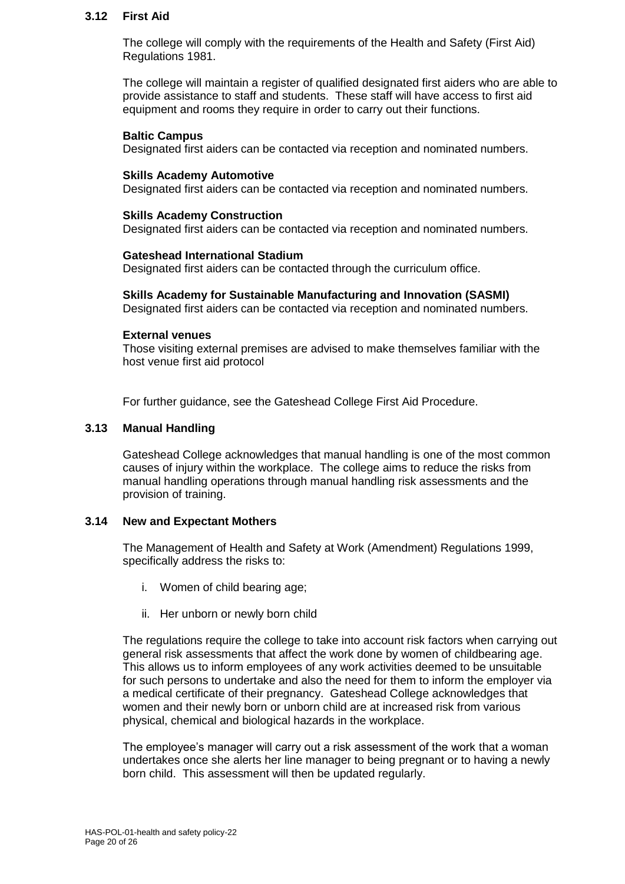### 3.12 First Aid

The college will comply with the requirements of the Health and Safety (First Aid) Regulations 1981.

The college will maintain a register of qualified designated first aiders who are able to provide assistance to staff and students. These staff will have access to first aid equipment and rooms they require in order to carry out their functions.

**Baltic Campus**
Designated first aiders can be contacted via reception and nominated numbers.

**Skills Academy Automotive**
Designated first aiders can be contacted via reception and nominated numbers.

**Skills Academy Construction**
Designated first aiders can be contacted via reception and nominated numbers.

**Gateshead International Stadium**
Designated first aiders can be contacted through the curriculum office.

**Skills Academy for Sustainable Manufacturing and Innovation (SASMI)**
Designated first aiders can be contacted via reception and nominated numbers.

**External venues**
Those visiting external premises are advised to make themselves familiar with the host venue first aid protocol

For further guidance, see the Gateshead College First Aid Procedure.

### 3.13 Manual Handling

Gateshead College acknowledges that manual handling is one of the most common causes of injury within the workplace. The college aims to reduce the risks from manual handling operations through manual handling risk assessments and the provision of training.

### 3.14 New and Expectant Mothers

The Management of Health and Safety at Work (Amendment) Regulations 1999, specifically address the risks to:

i. Women of child bearing age;

ii. Her unborn or newly born child

The regulations require the college to take into account risk factors when carrying out general risk assessments that affect the work done by women of childbearing age. This allows us to inform employees of any work activities deemed to be unsuitable for such persons to undertake and also the need for them to inform the employer via a medical certificate of their pregnancy. Gateshead College acknowledges that women and their newly born or unborn child are at increased risk from various physical, chemical and biological hazards in the workplace.

The employee's manager will carry out a risk assessment of the work that a woman undertakes once she alerts her line manager to being pregnant or to having a newly born child. This assessment will then be updated regularly.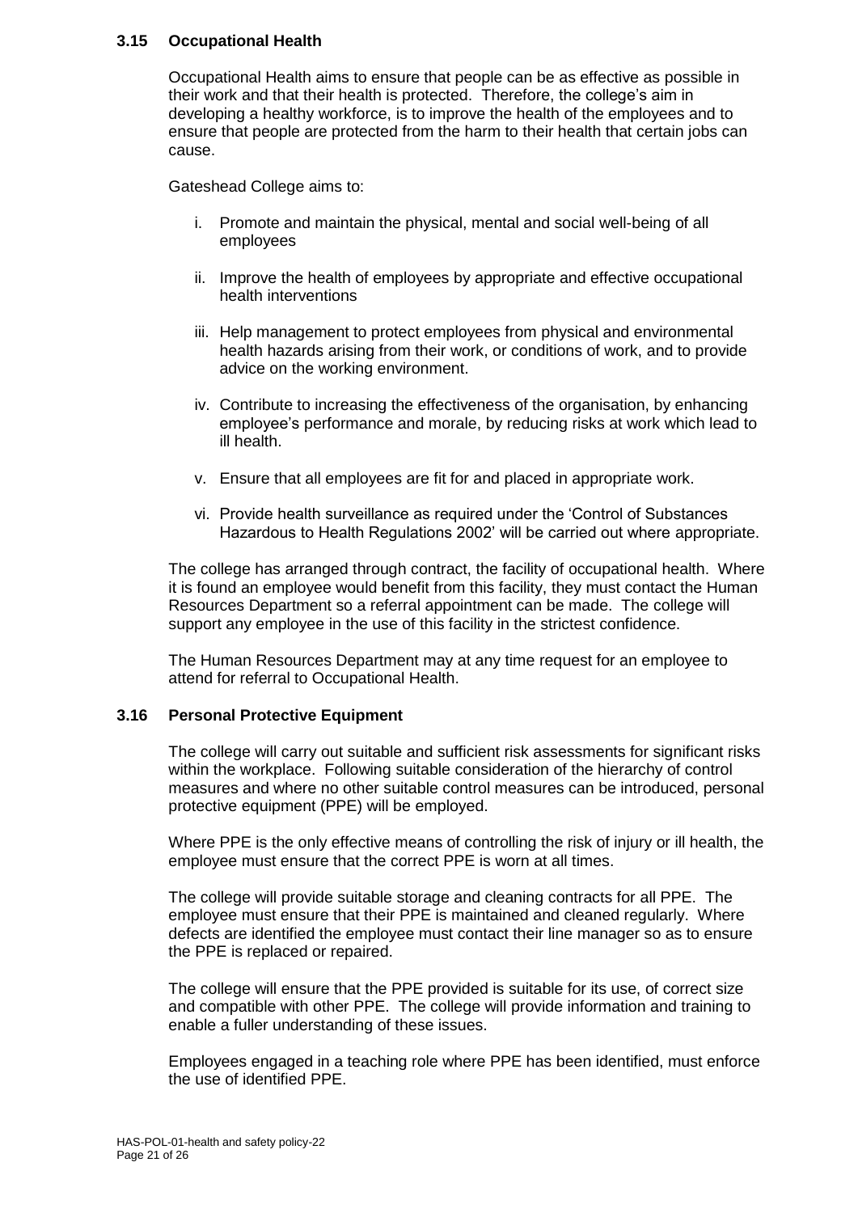### 3.15 Occupational Health

Occupational Health aims to ensure that people can be as effective as possible in their work and that their health is protected. Therefore, the college's aim in developing a healthy workforce, is to improve the health of the employees and to ensure that people are protected from the harm to their health that certain jobs can cause.

Gateshead College aims to:

i. Promote and maintain the physical, mental and social well-being of all employees

ii. Improve the health of employees by appropriate and effective occupational health interventions

iii. Help management to protect employees from physical and environmental health hazards arising from their work, or conditions of work, and to provide advice on the working environment.

iv. Contribute to increasing the effectiveness of the organisation, by enhancing employee's performance and morale, by reducing risks at work which lead to ill health.

v. Ensure that all employees are fit for and placed in appropriate work.

vi. Provide health surveillance as required under the 'Control of Substances Hazardous to Health Regulations 2002' will be carried out where appropriate.

The college has arranged through contract, the facility of occupational health. Where it is found an employee would benefit from this facility, they must contact the Human Resources Department so a referral appointment can be made. The college will support any employee in the use of this facility in the strictest confidence.

The Human Resources Department may at any time request for an employee to attend for referral to Occupational Health.

### 3.16 Personal Protective Equipment

The college will carry out suitable and sufficient risk assessments for significant risks within the workplace. Following suitable consideration of the hierarchy of control measures and where no other suitable control measures can be introduced, personal protective equipment (PPE) will be employed.

Where PPE is the only effective means of controlling the risk of injury or ill health, the employee must ensure that the correct PPE is worn at all times.

The college will provide suitable storage and cleaning contracts for all PPE. The employee must ensure that their PPE is maintained and cleaned regularly. Where defects are identified the employee must contact their line manager so as to ensure the PPE is replaced or repaired.

The college will ensure that the PPE provided is suitable for its use, of correct size and compatible with other PPE. The college will provide information and training to enable a fuller understanding of these issues.

Employees engaged in a teaching role where PPE has been identified, must enforce the use of identified PPE.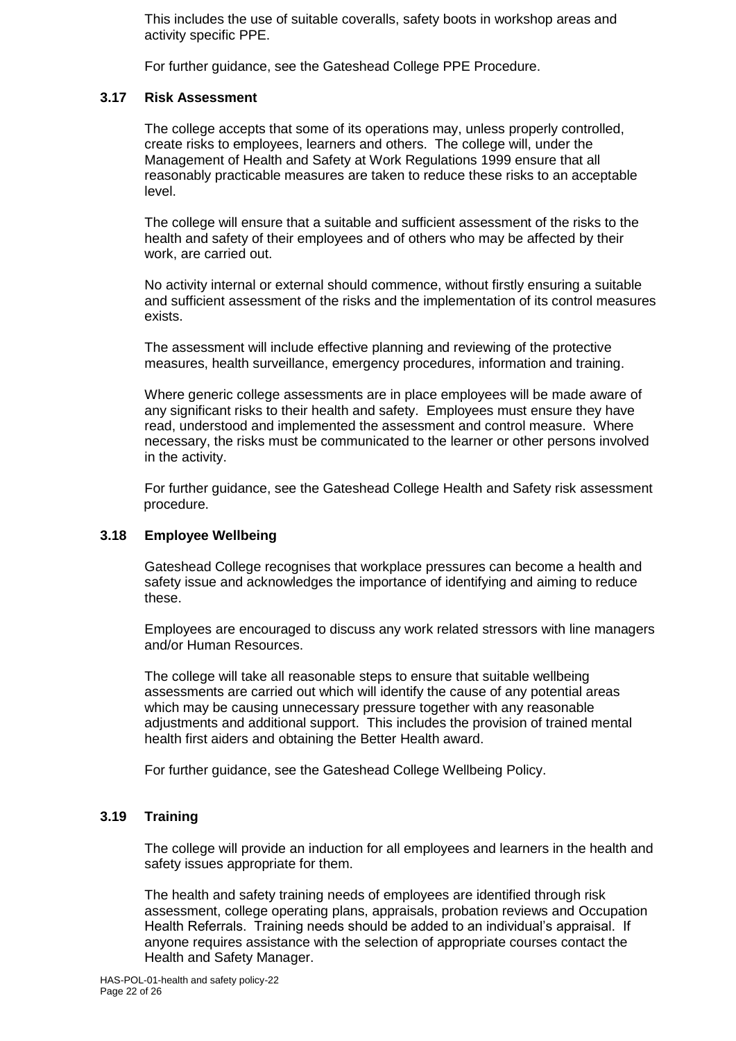This includes the use of suitable coveralls, safety boots in workshop areas and activity specific PPE.

For further guidance, see the Gateshead College PPE Procedure.

### 3.17 Risk Assessment

The college accepts that some of its operations may, unless properly controlled, create risks to employees, learners and others. The college will, under the Management of Health and Safety at Work Regulations 1999 ensure that all reasonably practicable measures are taken to reduce these risks to an acceptable level.

The college will ensure that a suitable and sufficient assessment of the risks to the health and safety of their employees and of others who may be affected by their work, are carried out.

No activity internal or external should commence, without firstly ensuring a suitable and sufficient assessment of the risks and the implementation of its control measures exists.

The assessment will include effective planning and reviewing of the protective measures, health surveillance, emergency procedures, information and training.

Where generic college assessments are in place employees will be made aware of any significant risks to their health and safety. Employees must ensure they have read, understood and implemented the assessment and control measure. Where necessary, the risks must be communicated to the learner or other persons involved in the activity.

For further guidance, see the Gateshead College Health and Safety risk assessment procedure.

### 3.18 Employee Wellbeing

Gateshead College recognises that workplace pressures can become a health and safety issue and acknowledges the importance of identifying and aiming to reduce these.

Employees are encouraged to discuss any work related stressors with line managers and/or Human Resources.

The college will take all reasonable steps to ensure that suitable wellbeing assessments are carried out which will identify the cause of any potential areas which may be causing unnecessary pressure together with any reasonable adjustments and additional support. This includes the provision of trained mental health first aiders and obtaining the Better Health award.

For further guidance, see the Gateshead College Wellbeing Policy.

### 3.19 Training

The college will provide an induction for all employees and learners in the health and safety issues appropriate for them.

The health and safety training needs of employees are identified through risk assessment, college operating plans, appraisals, probation reviews and Occupation Health Referrals. Training needs should be added to an individual's appraisal. If anyone requires assistance with the selection of appropriate courses contact the Health and Safety Manager.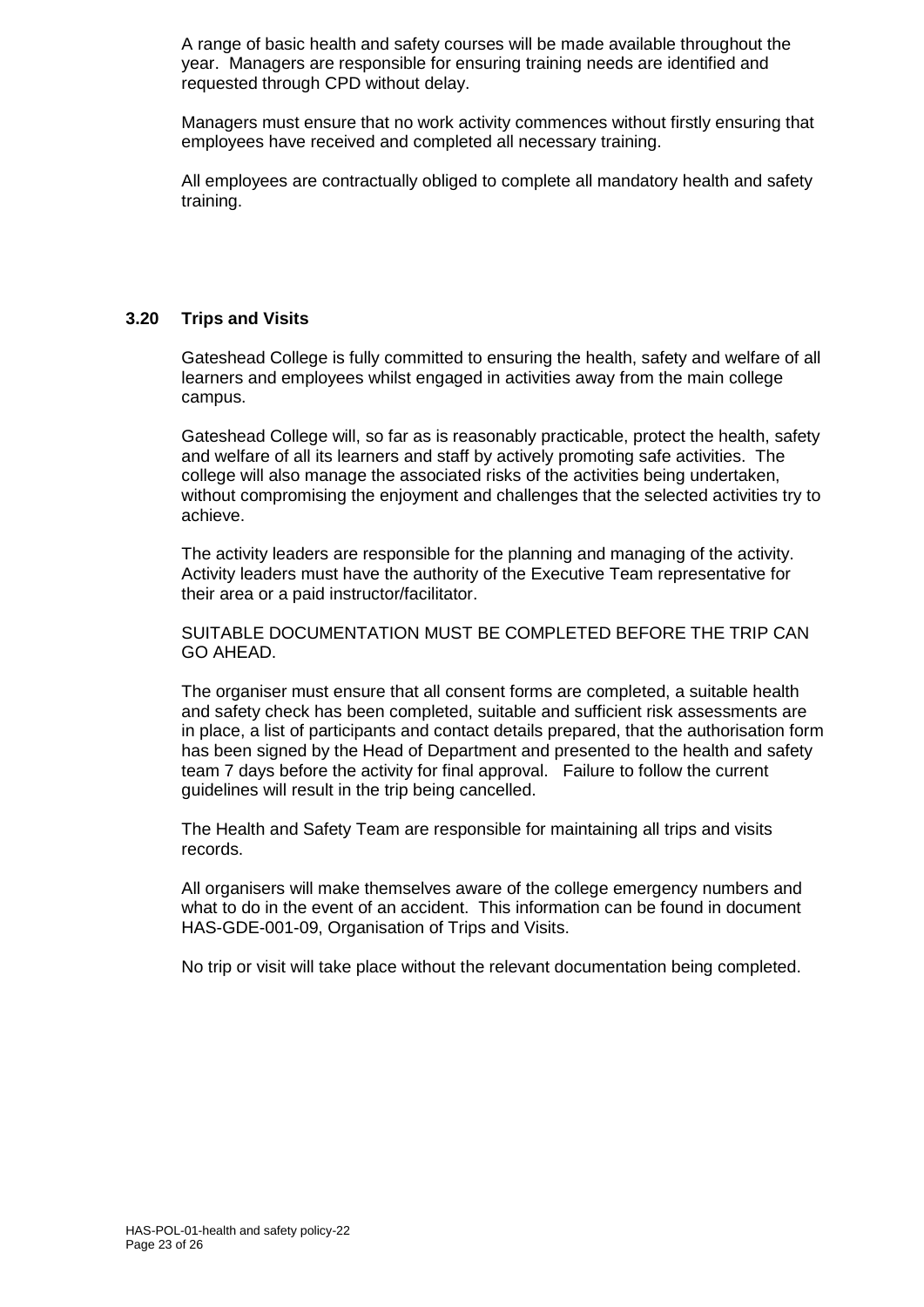A range of basic health and safety courses will be made available throughout the year. Managers are responsible for ensuring training needs are identified and requested through CPD without delay.

Managers must ensure that no work activity commences without firstly ensuring that employees have received and completed all necessary training.

All employees are contractually obliged to complete all mandatory health and safety training.

### 3.20 Trips and Visits

Gateshead College is fully committed to ensuring the health, safety and welfare of all learners and employees whilst engaged in activities away from the main college campus.

Gateshead College will, so far as is reasonably practicable, protect the health, safety and welfare of all its learners and staff by actively promoting safe activities. The college will also manage the associated risks of the activities being undertaken, without compromising the enjoyment and challenges that the selected activities try to achieve.

The activity leaders are responsible for the planning and managing of the activity. Activity leaders must have the authority of the Executive Team representative for their area or a paid instructor/facilitator.

SUITABLE DOCUMENTATION MUST BE COMPLETED BEFORE THE TRIP CAN GO AHEAD.

The organiser must ensure that all consent forms are completed, a suitable health and safety check has been completed, suitable and sufficient risk assessments are in place, a list of participants and contact details prepared, that the authorisation form has been signed by the Head of Department and presented to the health and safety team 7 days before the activity for final approval. Failure to follow the current guidelines will result in the trip being cancelled.

The Health and Safety Team are responsible for maintaining all trips and visits records.

All organisers will make themselves aware of the college emergency numbers and what to do in the event of an accident. This information can be found in document HAS-GDE-001-09, Organisation of Trips and Visits.

No trip or visit will take place without the relevant documentation being completed.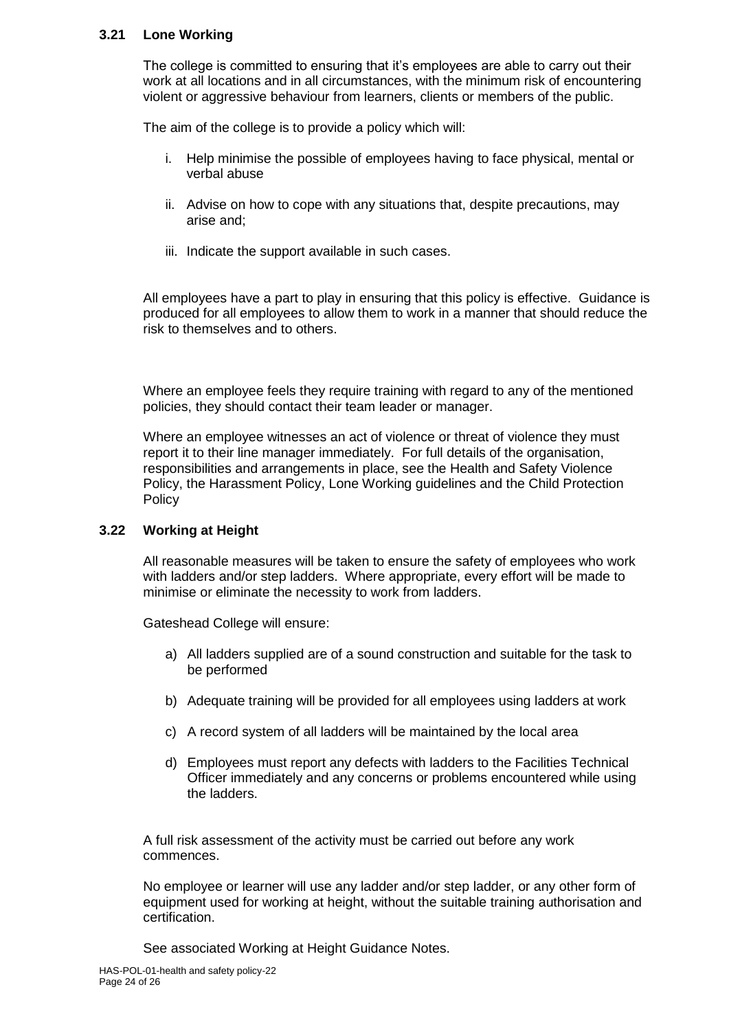### 3.21 Lone Working

The college is committed to ensuring that it's employees are able to carry out their work at all locations and in all circumstances, with the minimum risk of encountering violent or aggressive behaviour from learners, clients or members of the public.

The aim of the college is to provide a policy which will:

i. Help minimise the possible of employees having to face physical, mental or verbal abuse

ii. Advise on how to cope with any situations that, despite precautions, may arise and;

iii. Indicate the support available in such cases.

All employees have a part to play in ensuring that this policy is effective. Guidance is produced for all employees to allow them to work in a manner that should reduce the risk to themselves and to others.

Where an employee feels they require training with regard to any of the mentioned policies, they should contact their team leader or manager.

Where an employee witnesses an act of violence or threat of violence they must report it to their line manager immediately. For full details of the organisation, responsibilities and arrangements in place, see the Health and Safety Violence Policy, the Harassment Policy, Lone Working guidelines and the Child Protection Policy

### 3.22 Working at Height

All reasonable measures will be taken to ensure the safety of employees who work with ladders and/or step ladders. Where appropriate, every effort will be made to minimise or eliminate the necessity to work from ladders.

Gateshead College will ensure:

a) All ladders supplied are of a sound construction and suitable for the task to be performed

b) Adequate training will be provided for all employees using ladders at work

c) A record system of all ladders will be maintained by the local area

d) Employees must report any defects with ladders to the Facilities Technical Officer immediately and any concerns or problems encountered while using the ladders.

A full risk assessment of the activity must be carried out before any work commences.

No employee or learner will use any ladder and/or step ladder, or any other form of equipment used for working at height, without the suitable training authorisation and certification.

See associated Working at Height Guidance Notes.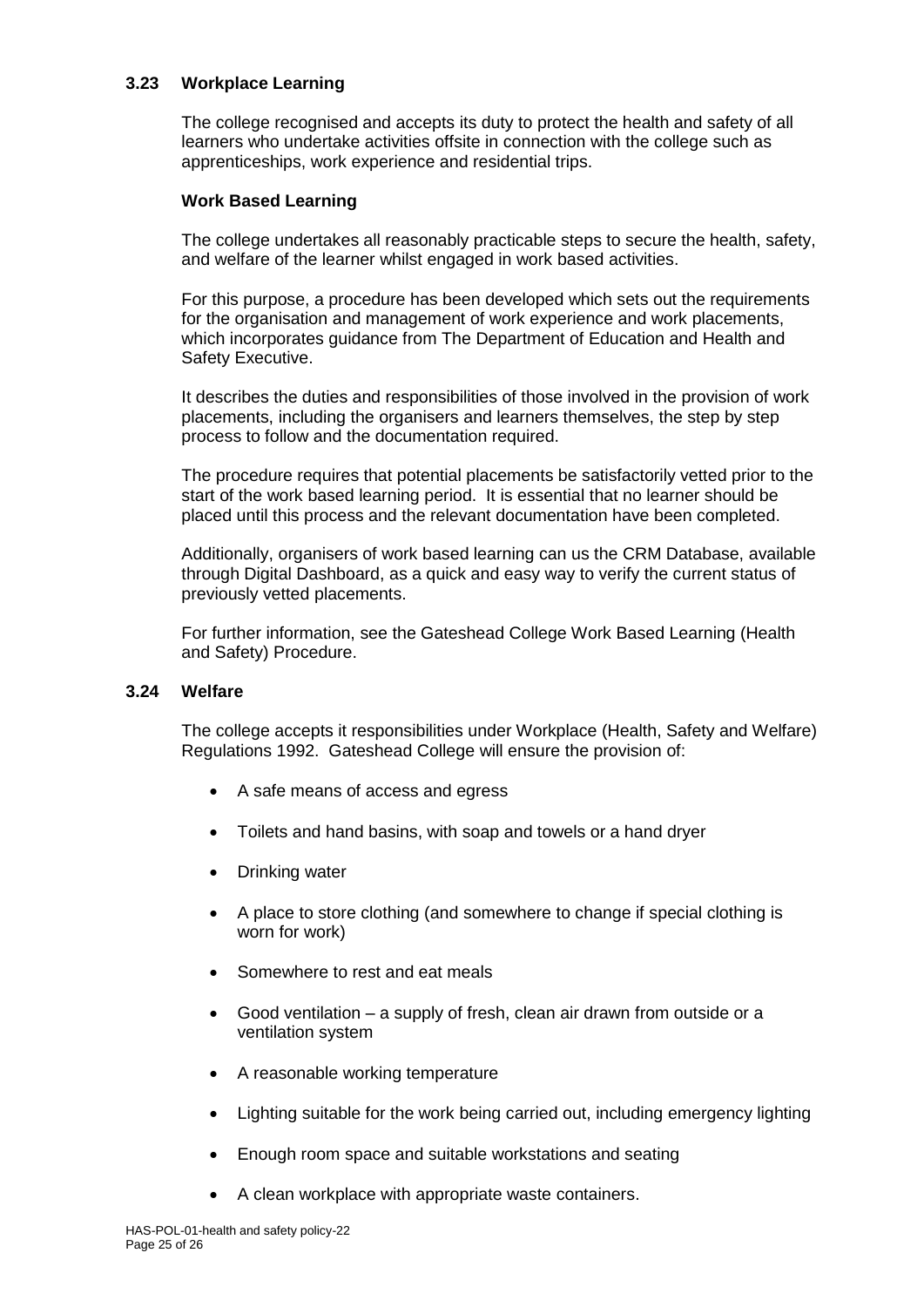### 3.23 Workplace Learning

The college recognised and accepts its duty to protect the health and safety of all learners who undertake activities offsite in connection with the college such as apprenticeships, work experience and residential trips.

**Work Based Learning**

The college undertakes all reasonably practicable steps to secure the health, safety, and welfare of the learner whilst engaged in work based activities.

For this purpose, a procedure has been developed which sets out the requirements for the organisation and management of work experience and work placements, which incorporates guidance from The Department of Education and Health and Safety Executive.

It describes the duties and responsibilities of those involved in the provision of work placements, including the organisers and learners themselves, the step by step process to follow and the documentation required.

The procedure requires that potential placements be satisfactorily vetted prior to the start of the work based learning period. It is essential that no learner should be placed until this process and the relevant documentation have been completed.

Additionally, organisers of work based learning can us the CRM Database, available through Digital Dashboard, as a quick and easy way to verify the current status of previously vetted placements.

For further information, see the Gateshead College Work Based Learning (Health and Safety) Procedure.

### 3.24 Welfare

The college accepts it responsibilities under Workplace (Health, Safety and Welfare) Regulations 1992. Gateshead College will ensure the provision of:

- A safe means of access and egress
- Toilets and hand basins, with soap and towels or a hand dryer
- Drinking water
- A place to store clothing (and somewhere to change if special clothing is worn for work)
- Somewhere to rest and eat meals
- Good ventilation – a supply of fresh, clean air drawn from outside or a ventilation system
- A reasonable working temperature
- Lighting suitable for the work being carried out, including emergency lighting
- Enough room space and suitable workstations and seating
- A clean workplace with appropriate waste containers.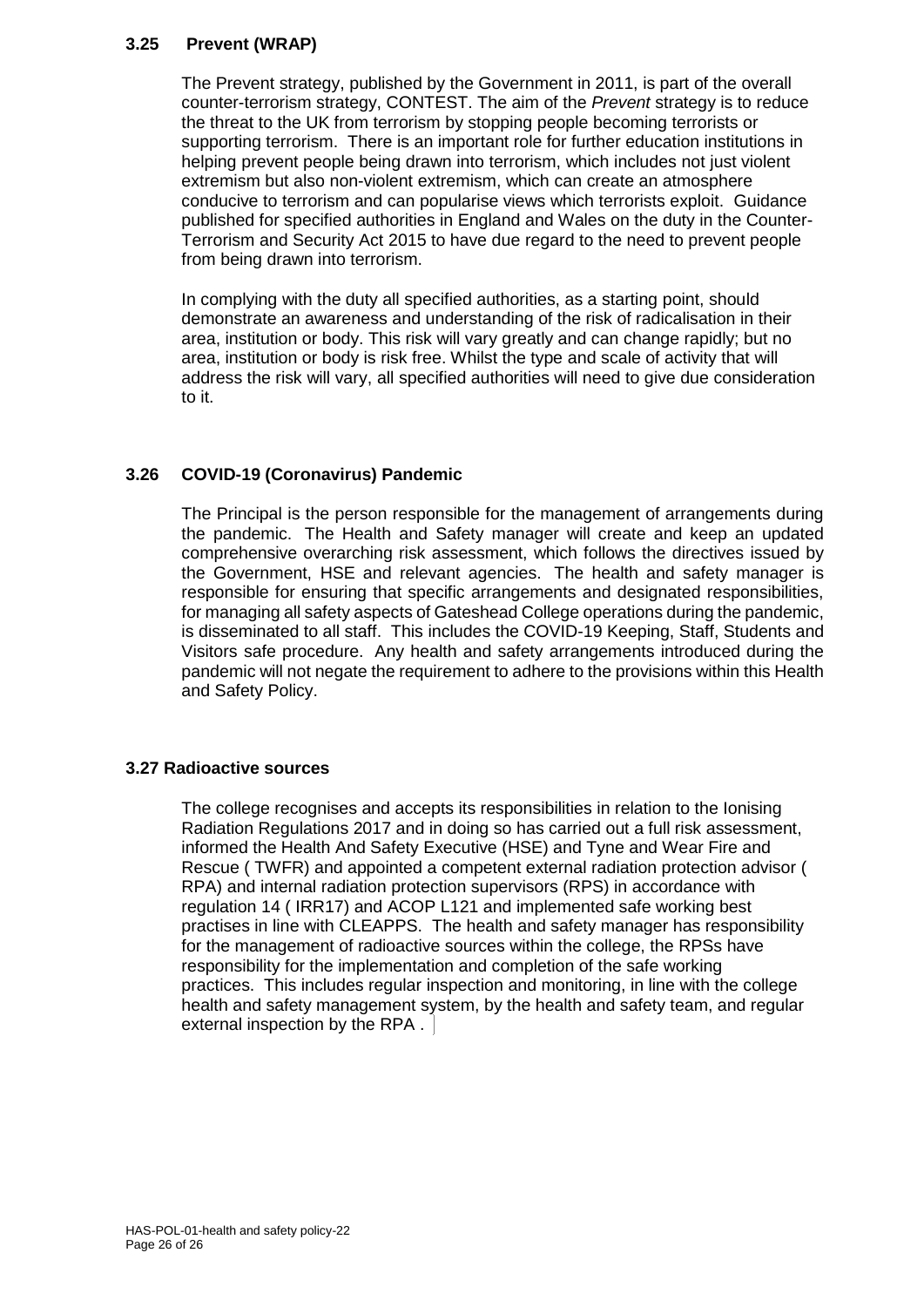### 3.25 Prevent (WRAP)

The Prevent strategy, published by the Government in 2011, is part of the overall counter-terrorism strategy, CONTEST. The aim of the *Prevent* strategy is to reduce the threat to the UK from terrorism by stopping people becoming terrorists or supporting terrorism. There is an important role for further education institutions in helping prevent people being drawn into terrorism, which includes not just violent extremism but also non-violent extremism, which can create an atmosphere conducive to terrorism and can popularise views which terrorists exploit. Guidance published for specified authorities in England and Wales on the duty in the Counter-Terrorism and Security Act 2015 to have due regard to the need to prevent people from being drawn into terrorism.

In complying with the duty all specified authorities, as a starting point, should demonstrate an awareness and understanding of the risk of radicalisation in their area, institution or body. This risk will vary greatly and can change rapidly; but no area, institution or body is risk free. Whilst the type and scale of activity that will address the risk will vary, all specified authorities will need to give due consideration to it.

### 3.26 COVID-19 (Coronavirus) Pandemic

The Principal is the person responsible for the management of arrangements during the pandemic. The Health and Safety manager will create and keep an updated comprehensive overarching risk assessment, which follows the directives issued by the Government, HSE and relevant agencies. The health and safety manager is responsible for ensuring that specific arrangements and designated responsibilities, for managing all safety aspects of Gateshead College operations during the pandemic, is disseminated to all staff. This includes the COVID-19 Keeping, Staff, Students and Visitors safe procedure. Any health and safety arrangements introduced during the pandemic will not negate the requirement to adhere to the provisions within this Health and Safety Policy.

### 3.27 Radioactive sources

The college recognises and accepts its responsibilities in relation to the Ionising Radiation Regulations 2017 and in doing so has carried out a full risk assessment, informed the Health And Safety Executive (HSE) and Tyne and Wear Fire and Rescue ( TWFR) and appointed a competent external radiation protection advisor ( RPA) and internal radiation protection supervisors (RPS) in accordance with regulation 14 ( IRR17) and ACOP L121 and implemented safe working best practises in line with CLEAPPS. The health and safety manager has responsibility for the management of radioactive sources within the college, the RPSs have responsibility for the implementation and completion of the safe working practices. This includes regular inspection and monitoring, in line with the college health and safety management system, by the health and safety team, and regular external inspection by the RPA .